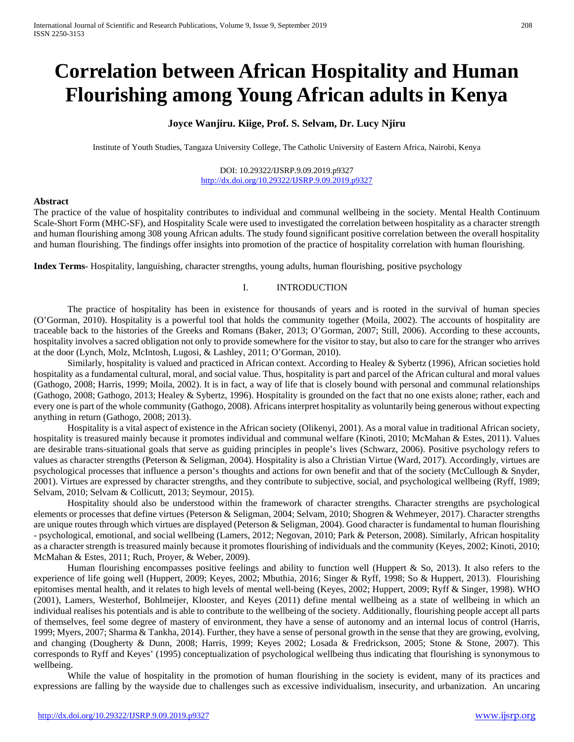# Correlation between African Hospitality and Human Flourishing among Young African adults in Kenya

**Joyce Wanjiru. Kiige, Prof. S. Selvam, Dr. Lucy Njiru**

Institute of Youth Studies, Tangaza University College, The Catholic University of Eastern Africa, Nairobi, Kenya

DOI: 10.29322/IJSRP.9.09.2019.p9327
http://dx.doi.org/10.29322/IJSRP.9.09.2019.p9327

**Abstract**

The practice of the value of hospitality contributes to individual and communal wellbeing in the society. Mental Health Continuum Scale-Short Form (MHC-SF), and Hospitality Scale were used to investigated the correlation between hospitality as a character strength and human flourishing among 308 young African adults. The study found significant positive correlation between the overall hospitality and human flourishing. The findings offer insights into promotion of the practice of hospitality correlation with human flourishing.

**Index Terms**- Hospitality, languishing, character strengths, young adults, human flourishing, positive psychology

## I. INTRODUCTION

The practice of hospitality has been in existence for thousands of years and is rooted in the survival of human species (O'Gorman, 2010). Hospitality is a powerful tool that holds the community together (Moila, 2002). The accounts of hospitality are traceable back to the histories of the Greeks and Romans (Baker, 2013; O'Gorman, 2007; Still, 2006). According to these accounts, hospitality involves a sacred obligation not only to provide somewhere for the visitor to stay, but also to care for the stranger who arrives at the door (Lynch, Molz, McIntosh, Lugosi, & Lashley, 2011; O'Gorman, 2010).

Similarly, hospitality is valued and practiced in African context. According to Healey & Sybertz (1996), African societies hold hospitality as a fundamental cultural, moral, and social value. Thus, hospitality is part and parcel of the African cultural and moral values (Gathogo, 2008; Harris, 1999; Moila, 2002). It is in fact, a way of life that is closely bound with personal and communal relationships (Gathogo, 2008; Gathogo, 2013; Healey & Sybertz, 1996). Hospitality is grounded on the fact that no one exists alone; rather, each and every one is part of the whole community (Gathogo, 2008). Africans interpret hospitality as voluntarily being generous without expecting anything in return (Gathogo, 2008; 2013).

Hospitality is a vital aspect of existence in the African society (Olikenyi, 2001). As a moral value in traditional African society, hospitality is treasured mainly because it promotes individual and communal welfare (Kinoti, 2010; McMahan & Estes, 2011). Values are desirable trans-situational goals that serve as guiding principles in people's lives (Schwarz, 2006). Positive psychology refers to values as character strengths (Peterson & Seligman, 2004). Hospitality is also a Christian Virtue (Ward, 2017). Accordingly, virtues are psychological processes that influence a person's thoughts and actions for own benefit and that of the society (McCullough & Snyder, 2001). Virtues are expressed by character strengths, and they contribute to subjective, social, and psychological wellbeing (Ryff, 1989; Selvam, 2010; Selvam & Collicutt, 2013; Seymour, 2015).

Hospitality should also be understood within the framework of character strengths. Character strengths are psychological elements or processes that define virtues (Peterson & Seligman, 2004; Selvam, 2010; Shogren & Wehmeyer, 2017). Character strengths are unique routes through which virtues are displayed (Peterson & Seligman, 2004). Good character is fundamental to human flourishing - psychological, emotional, and social wellbeing (Lamers, 2012; Negovan, 2010; Park & Peterson, 2008). Similarly, African hospitality as a character strength is treasured mainly because it promotes flourishing of individuals and the community (Keyes, 2002; Kinoti, 2010; McMahan & Estes, 2011; Ruch, Proyer, & Weber, 2009).

Human flourishing encompasses positive feelings and ability to function well (Huppert & So, 2013). It also refers to the experience of life going well (Huppert, 2009; Keyes, 2002; Mbuthia, 2016; Singer & Ryff, 1998; So & Huppert, 2013). Flourishing epitomises mental health, and it relates to high levels of mental well-being (Keyes, 2002; Huppert, 2009; Ryff & Singer, 1998). WHO (2001), Lamers, Westerhof, Bohlmeijer, Klooster, and Keyes (2011) define mental wellbeing as a state of wellbeing in which an individual realises his potentials and is able to contribute to the wellbeing of the society. Additionally, flourishing people accept all parts of themselves, feel some degree of mastery of environment, they have a sense of autonomy and an internal locus of control (Harris, 1999; Myers, 2007; Sharma & Tankha, 2014). Further, they have a sense of personal growth in the sense that they are growing, evolving, and changing (Dougherty & Dunn, 2008; Harris, 1999; Keyes 2002; Losada & Fredrickson, 2005; Stone & Stone, 2007). This corresponds to Ryff and Keyes' (1995) conceptualization of psychological wellbeing thus indicating that flourishing is synonymous to wellbeing.

While the value of hospitality in the promotion of human flourishing in the society is evident, many of its practices and expressions are falling by the wayside due to challenges such as excessive individualism, insecurity, and urbanization. An uncaring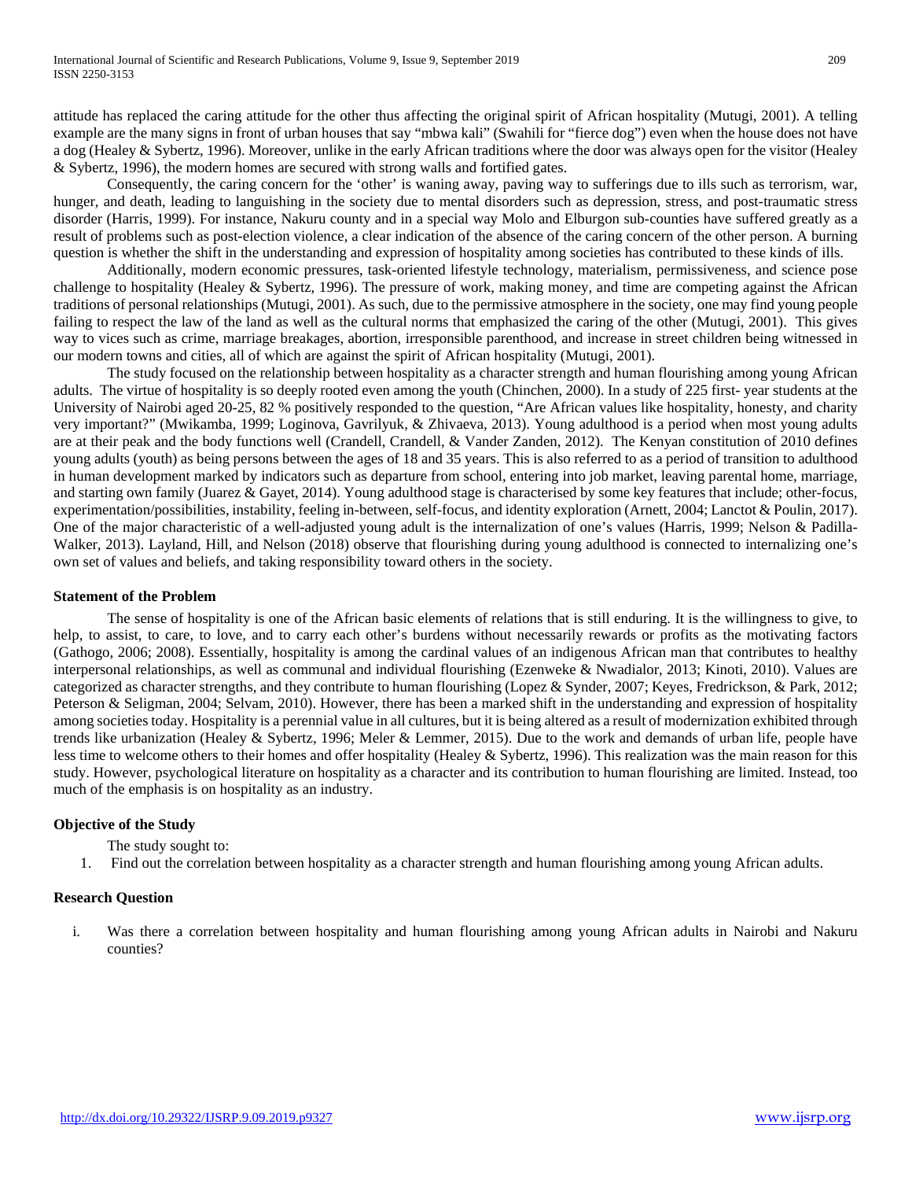attitude has replaced the caring attitude for the other thus affecting the original spirit of African hospitality (Mutugi, 2001). A telling example are the many signs in front of urban houses that say "mbwa kali" (Swahili for "fierce dog") even when the house does not have a dog (Healey & Sybertz, 1996). Moreover, unlike in the early African traditions where the door was always open for the visitor (Healey & Sybertz, 1996), the modern homes are secured with strong walls and fortified gates.

Consequently, the caring concern for the 'other' is waning away, paving way to sufferings due to ills such as terrorism, war, hunger, and death, leading to languishing in the society due to mental disorders such as depression, stress, and post-traumatic stress disorder (Harris, 1999). For instance, Nakuru county and in a special way Molo and Elburgon sub-counties have suffered greatly as a result of problems such as post-election violence, a clear indication of the absence of the caring concern of the other person. A burning question is whether the shift in the understanding and expression of hospitality among societies has contributed to these kinds of ills.

Additionally, modern economic pressures, task-oriented lifestyle technology, materialism, permissiveness, and science pose challenge to hospitality (Healey & Sybertz, 1996). The pressure of work, making money, and time are competing against the African traditions of personal relationships (Mutugi, 2001). As such, due to the permissive atmosphere in the society, one may find young people failing to respect the law of the land as well as the cultural norms that emphasized the caring of the other (Mutugi, 2001). This gives way to vices such as crime, marriage breakages, abortion, irresponsible parenthood, and increase in street children being witnessed in our modern towns and cities, all of which are against the spirit of African hospitality (Mutugi, 2001).

The study focused on the relationship between hospitality as a character strength and human flourishing among young African adults. The virtue of hospitality is so deeply rooted even among the youth (Chinchen, 2000). In a study of 225 first- year students at the University of Nairobi aged 20-25, 82 % positively responded to the question, "Are African values like hospitality, honesty, and charity very important?" (Mwikamba, 1999; Loginova, Gavrilyuk, & Zhivaeva, 2013). Young adulthood is a period when most young adults are at their peak and the body functions well (Crandell, Crandell, & Vander Zanden, 2012). The Kenyan constitution of 2010 defines young adults (youth) as being persons between the ages of 18 and 35 years. This is also referred to as a period of transition to adulthood in human development marked by indicators such as departure from school, entering into job market, leaving parental home, marriage, and starting own family (Juarez & Gayet, 2014). Young adulthood stage is characterised by some key features that include; other-focus, experimentation/possibilities, instability, feeling in-between, self-focus, and identity exploration (Arnett, 2004; Lanctot & Poulin, 2017). One of the major characteristic of a well-adjusted young adult is the internalization of one's values (Harris, 1999; Nelson & Padilla-Walker, 2013). Layland, Hill, and Nelson (2018) observe that flourishing during young adulthood is connected to internalizing one's own set of values and beliefs, and taking responsibility toward others in the society.

### Statement of the Problem

The sense of hospitality is one of the African basic elements of relations that is still enduring. It is the willingness to give, to help, to assist, to care, to love, and to carry each other's burdens without necessarily rewards or profits as the motivating factors (Gathogo, 2006; 2008). Essentially, hospitality is among the cardinal values of an indigenous African man that contributes to healthy interpersonal relationships, as well as communal and individual flourishing (Ezenweke & Nwadialor, 2013; Kinoti, 2010). Values are categorized as character strengths, and they contribute to human flourishing (Lopez & Synder, 2007; Keyes, Fredrickson, & Park, 2012; Peterson & Seligman, 2004; Selvam, 2010). However, there has been a marked shift in the understanding and expression of hospitality among societies today. Hospitality is a perennial value in all cultures, but it is being altered as a result of modernization exhibited through trends like urbanization (Healey & Sybertz, 1996; Meler & Lemmer, 2015). Due to the work and demands of urban life, people have less time to welcome others to their homes and offer hospitality (Healey & Sybertz, 1996). This realization was the main reason for this study. However, psychological literature on hospitality as a character and its contribution to human flourishing are limited. Instead, too much of the emphasis is on hospitality as an industry.

### Objective of the Study

The study sought to:

1. Find out the correlation between hospitality as a character strength and human flourishing among young African adults.

### Research Question

i. Was there a correlation between hospitality and human flourishing among young African adults in Nairobi and Nakuru counties?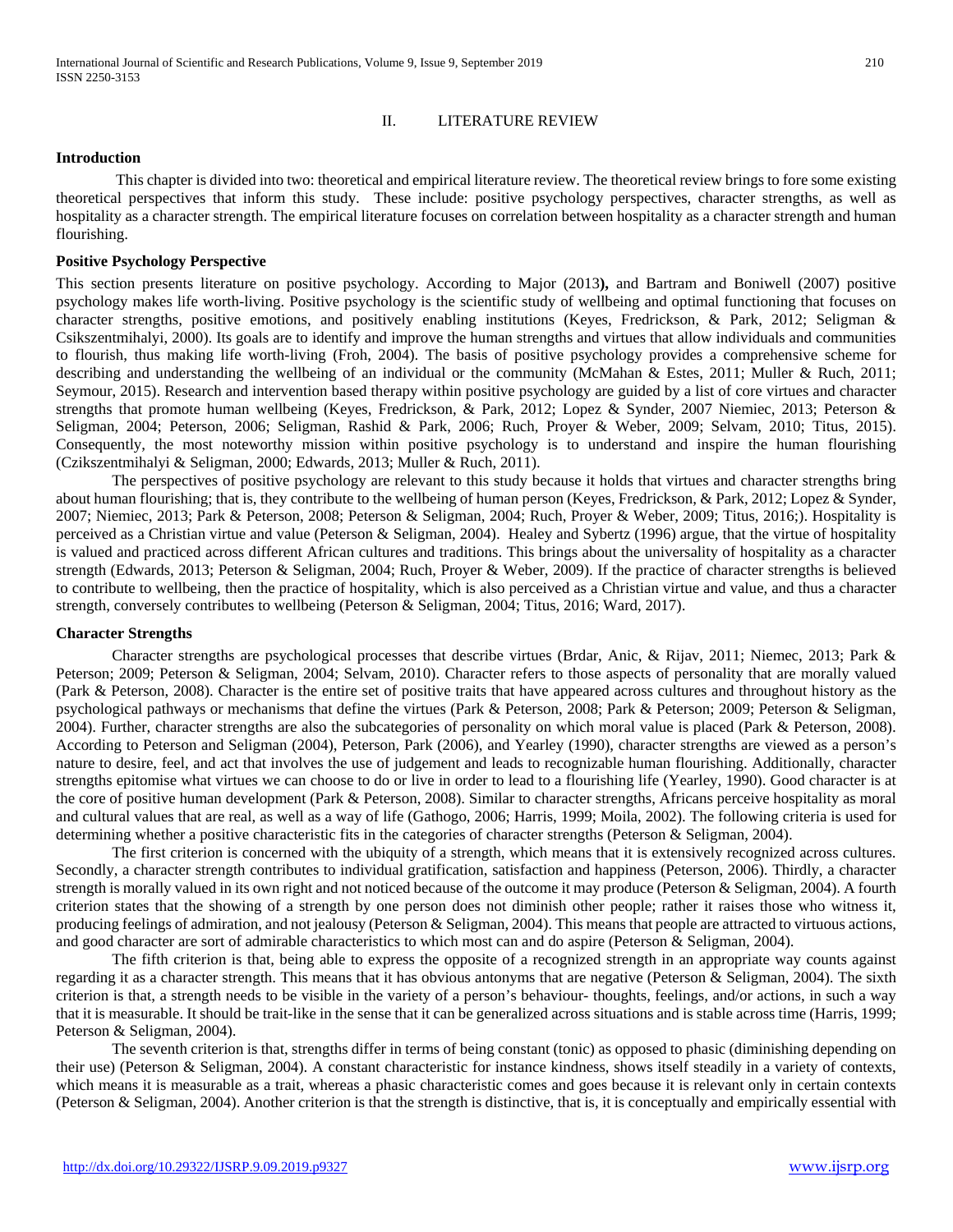## II. LITERATURE REVIEW

### Introduction

This chapter is divided into two: theoretical and empirical literature review. The theoretical review brings to fore some existing theoretical perspectives that inform this study. These include: positive psychology perspectives, character strengths, as well as hospitality as a character strength. The empirical literature focuses on correlation between hospitality as a character strength and human flourishing.

### Positive Psychology Perspective

This section presents literature on positive psychology. According to Major (2013**),** and Bartram and Boniwell (2007) positive psychology makes life worth-living. Positive psychology is the scientific study of wellbeing and optimal functioning that focuses on character strengths, positive emotions, and positively enabling institutions (Keyes, Fredrickson, & Park, 2012; Seligman & Csikszentmihalyi, 2000). Its goals are to identify and improve the human strengths and virtues that allow individuals and communities to flourish, thus making life worth-living (Froh, 2004). The basis of positive psychology provides a comprehensive scheme for describing and understanding the wellbeing of an individual or the community (McMahan & Estes, 2011; Muller & Ruch, 2011; Seymour, 2015). Research and intervention based therapy within positive psychology are guided by a list of core virtues and character strengths that promote human wellbeing (Keyes, Fredrickson, & Park, 2012; Lopez & Synder, 2007 Niemiec, 2013; Peterson & Seligman, 2004; Peterson, 2006; Seligman, Rashid & Park, 2006; Ruch, Proyer & Weber, 2009; Selvam, 2010; Titus, 2015). Consequently, the most noteworthy mission within positive psychology is to understand and inspire the human flourishing (Czikszentmihalyi & Seligman, 2000; Edwards, 2013; Muller & Ruch, 2011).

The perspectives of positive psychology are relevant to this study because it holds that virtues and character strengths bring about human flourishing; that is, they contribute to the wellbeing of human person (Keyes, Fredrickson, & Park, 2012; Lopez & Synder, 2007; Niemiec, 2013; Park & Peterson, 2008; Peterson & Seligman, 2004; Ruch, Proyer & Weber, 2009; Titus, 2016;). Hospitality is perceived as a Christian virtue and value (Peterson & Seligman, 2004). Healey and Sybertz (1996) argue, that the virtue of hospitality is valued and practiced across different African cultures and traditions. This brings about the universality of hospitality as a character strength (Edwards, 2013; Peterson & Seligman, 2004; Ruch, Proyer & Weber, 2009). If the practice of character strengths is believed to contribute to wellbeing, then the practice of hospitality, which is also perceived as a Christian virtue and value, and thus a character strength, conversely contributes to wellbeing (Peterson & Seligman, 2004; Titus, 2016; Ward, 2017).

### Character Strengths

Character strengths are psychological processes that describe virtues (Brdar, Anic, & Rijav, 2011; Niemec, 2013; Park & Peterson; 2009; Peterson & Seligman, 2004; Selvam, 2010). Character refers to those aspects of personality that are morally valued (Park & Peterson, 2008). Character is the entire set of positive traits that have appeared across cultures and throughout history as the psychological pathways or mechanisms that define the virtues (Park & Peterson, 2008; Park & Peterson; 2009; Peterson & Seligman, 2004). Further, character strengths are also the subcategories of personality on which moral value is placed (Park & Peterson, 2008). According to Peterson and Seligman (2004), Peterson, Park (2006), and Yearley (1990), character strengths are viewed as a person's nature to desire, feel, and act that involves the use of judgement and leads to recognizable human flourishing. Additionally, character strengths epitomise what virtues we can choose to do or live in order to lead to a flourishing life (Yearley, 1990). Good character is at the core of positive human development (Park & Peterson, 2008). Similar to character strengths, Africans perceive hospitality as moral and cultural values that are real, as well as a way of life (Gathogo, 2006; Harris, 1999; Moila, 2002). The following criteria is used for determining whether a positive characteristic fits in the categories of character strengths (Peterson & Seligman, 2004).

The first criterion is concerned with the ubiquity of a strength, which means that it is extensively recognized across cultures. Secondly, a character strength contributes to individual gratification, satisfaction and happiness (Peterson, 2006). Thirdly, a character strength is morally valued in its own right and not noticed because of the outcome it may produce (Peterson & Seligman, 2004). A fourth criterion states that the showing of a strength by one person does not diminish other people; rather it raises those who witness it, producing feelings of admiration, and not jealousy (Peterson & Seligman, 2004). This means that people are attracted to virtuous actions, and good character are sort of admirable characteristics to which most can and do aspire (Peterson & Seligman, 2004).

The fifth criterion is that, being able to express the opposite of a recognized strength in an appropriate way counts against regarding it as a character strength. This means that it has obvious antonyms that are negative (Peterson & Seligman, 2004). The sixth criterion is that, a strength needs to be visible in the variety of a person's behaviour- thoughts, feelings, and/or actions, in such a way that it is measurable. It should be trait-like in the sense that it can be generalized across situations and is stable across time (Harris, 1999; Peterson & Seligman, 2004).

The seventh criterion is that, strengths differ in terms of being constant (tonic) as opposed to phasic (diminishing depending on their use) (Peterson & Seligman, 2004). A constant characteristic for instance kindness, shows itself steadily in a variety of contexts, which means it is measurable as a trait, whereas a phasic characteristic comes and goes because it is relevant only in certain contexts (Peterson & Seligman, 2004). Another criterion is that the strength is distinctive, that is, it is conceptually and empirically essential with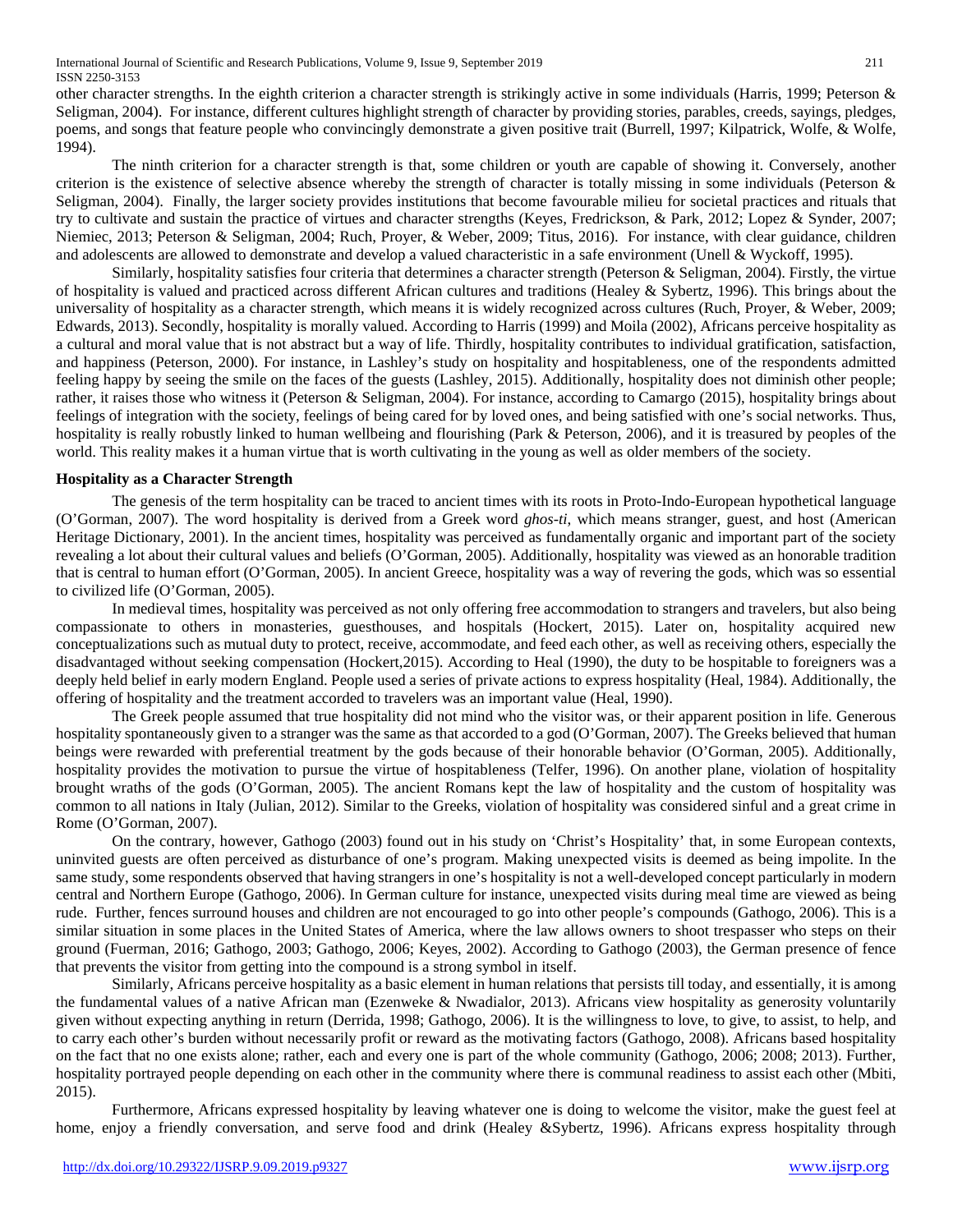other character strengths. In the eighth criterion a character strength is strikingly active in some individuals (Harris, 1999; Peterson & Seligman, 2004). For instance, different cultures highlight strength of character by providing stories, parables, creeds, sayings, pledges, poems, and songs that feature people who convincingly demonstrate a given positive trait (Burrell, 1997; Kilpatrick, Wolfe, & Wolfe, 1994).

The ninth criterion for a character strength is that, some children or youth are capable of showing it. Conversely, another criterion is the existence of selective absence whereby the strength of character is totally missing in some individuals (Peterson & Seligman, 2004). Finally, the larger society provides institutions that become favourable milieu for societal practices and rituals that try to cultivate and sustain the practice of virtues and character strengths (Keyes, Fredrickson, & Park, 2012; Lopez & Synder, 2007; Niemiec, 2013; Peterson & Seligman, 2004; Ruch, Proyer, & Weber, 2009; Titus, 2016). For instance, with clear guidance, children and adolescents are allowed to demonstrate and develop a valued characteristic in a safe environment (Unell & Wyckoff, 1995).

Similarly, hospitality satisfies four criteria that determines a character strength (Peterson & Seligman, 2004). Firstly, the virtue of hospitality is valued and practiced across different African cultures and traditions (Healey & Sybertz, 1996). This brings about the universality of hospitality as a character strength, which means it is widely recognized across cultures (Ruch, Proyer, & Weber, 2009; Edwards, 2013). Secondly, hospitality is morally valued. According to Harris (1999) and Moila (2002), Africans perceive hospitality as a cultural and moral value that is not abstract but a way of life. Thirdly, hospitality contributes to individual gratification, satisfaction, and happiness (Peterson, 2000). For instance, in Lashley's study on hospitality and hospitableness, one of the respondents admitted feeling happy by seeing the smile on the faces of the guests (Lashley, 2015). Additionally, hospitality does not diminish other people; rather, it raises those who witness it (Peterson & Seligman, 2004). For instance, according to Camargo (2015), hospitality brings about feelings of integration with the society, feelings of being cared for by loved ones, and being satisfied with one's social networks. Thus, hospitality is really robustly linked to human wellbeing and flourishing (Park & Peterson, 2006), and it is treasured by peoples of the world. This reality makes it a human virtue that is worth cultivating in the young as well as older members of the society.

**Hospitality as a Character Strength**

The genesis of the term hospitality can be traced to ancient times with its roots in Proto-Indo-European hypothetical language (O'Gorman, 2007). The word hospitality is derived from a Greek word *ghos-ti*, which means stranger, guest, and host (American Heritage Dictionary, 2001). In the ancient times, hospitality was perceived as fundamentally organic and important part of the society revealing a lot about their cultural values and beliefs (O'Gorman, 2005). Additionally, hospitality was viewed as an honorable tradition that is central to human effort (O'Gorman, 2005). In ancient Greece, hospitality was a way of revering the gods, which was so essential to civilized life (O'Gorman, 2005).

In medieval times, hospitality was perceived as not only offering free accommodation to strangers and travelers, but also being compassionate to others in monasteries, guesthouses, and hospitals (Hockert, 2015). Later on, hospitality acquired new conceptualizations such as mutual duty to protect, receive, accommodate, and feed each other, as well as receiving others, especially the disadvantaged without seeking compensation (Hockert,2015). According to Heal (1990), the duty to be hospitable to foreigners was a deeply held belief in early modern England. People used a series of private actions to express hospitality (Heal, 1984). Additionally, the offering of hospitality and the treatment accorded to travelers was an important value (Heal, 1990).

The Greek people assumed that true hospitality did not mind who the visitor was, or their apparent position in life. Generous hospitality spontaneously given to a stranger was the same as that accorded to a god (O'Gorman, 2007). The Greeks believed that human beings were rewarded with preferential treatment by the gods because of their honorable behavior (O'Gorman, 2005). Additionally, hospitality provides the motivation to pursue the virtue of hospitableness (Telfer, 1996). On another plane, violation of hospitality brought wraths of the gods (O'Gorman, 2005). The ancient Romans kept the law of hospitality and the custom of hospitality was common to all nations in Italy (Julian, 2012). Similar to the Greeks, violation of hospitality was considered sinful and a great crime in Rome (O'Gorman, 2007).

On the contrary, however, Gathogo (2003) found out in his study on 'Christ's Hospitality' that, in some European contexts, uninvited guests are often perceived as disturbance of one's program. Making unexpected visits is deemed as being impolite. In the same study, some respondents observed that having strangers in one's hospitality is not a well-developed concept particularly in modern central and Northern Europe (Gathogo, 2006). In German culture for instance, unexpected visits during meal time are viewed as being rude. Further, fences surround houses and children are not encouraged to go into other people's compounds (Gathogo, 2006). This is a similar situation in some places in the United States of America, where the law allows owners to shoot trespasser who steps on their ground (Fuerman, 2016; Gathogo, 2003; Gathogo, 2006; Keyes, 2002). According to Gathogo (2003), the German presence of fence that prevents the visitor from getting into the compound is a strong symbol in itself.

Similarly, Africans perceive hospitality as a basic element in human relations that persists till today, and essentially, it is among the fundamental values of a native African man (Ezenweke & Nwadialor, 2013). Africans view hospitality as generosity voluntarily given without expecting anything in return (Derrida, 1998; Gathogo, 2006). It is the willingness to love, to give, to assist, to help, and to carry each other's burden without necessarily profit or reward as the motivating factors (Gathogo, 2008). Africans based hospitality on the fact that no one exists alone; rather, each and every one is part of the whole community (Gathogo, 2006; 2008; 2013). Further, hospitality portrayed people depending on each other in the community where there is communal readiness to assist each other (Mbiti, 2015).

Furthermore, Africans expressed hospitality by leaving whatever one is doing to welcome the visitor, make the guest feel at home, enjoy a friendly conversation, and serve food and drink (Healey &Sybertz, 1996). Africans express hospitality through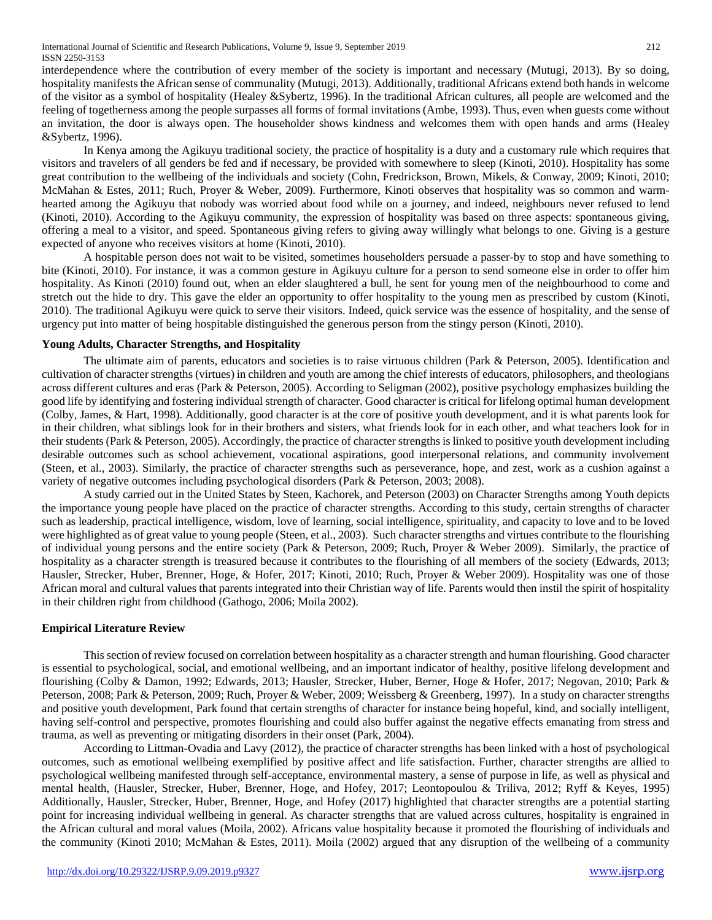interdependence where the contribution of every member of the society is important and necessary (Mutugi, 2013). By so doing, hospitality manifests the African sense of communality (Mutugi, 2013). Additionally, traditional Africans extend both hands in welcome of the visitor as a symbol of hospitality (Healey &Sybertz, 1996). In the traditional African cultures, all people are welcomed and the feeling of togetherness among the people surpasses all forms of formal invitations (Ambe, 1993). Thus, even when guests come without an invitation, the door is always open. The householder shows kindness and welcomes them with open hands and arms (Healey &Sybertz, 1996).

In Kenya among the Agikuyu traditional society, the practice of hospitality is a duty and a customary rule which requires that visitors and travelers of all genders be fed and if necessary, be provided with somewhere to sleep (Kinoti, 2010). Hospitality has some great contribution to the wellbeing of the individuals and society (Cohn, Fredrickson, Brown, Mikels, & Conway, 2009; Kinoti, 2010; McMahan & Estes, 2011; Ruch, Proyer & Weber, 2009). Furthermore, Kinoti observes that hospitality was so common and warm-hearted among the Agikuyu that nobody was worried about food while on a journey, and indeed, neighbours never refused to lend (Kinoti, 2010). According to the Agikuyu community, the expression of hospitality was based on three aspects: spontaneous giving, offering a meal to a visitor, and speed. Spontaneous giving refers to giving away willingly what belongs to one. Giving is a gesture expected of anyone who receives visitors at home (Kinoti, 2010).

A hospitable person does not wait to be visited, sometimes householders persuade a passer-by to stop and have something to bite (Kinoti, 2010). For instance, it was a common gesture in Agikuyu culture for a person to send someone else in order to offer him hospitality. As Kinoti (2010) found out, when an elder slaughtered a bull, he sent for young men of the neighbourhood to come and stretch out the hide to dry. This gave the elder an opportunity to offer hospitality to the young men as prescribed by custom (Kinoti, 2010). The traditional Agikuyu were quick to serve their visitors. Indeed, quick service was the essence of hospitality, and the sense of urgency put into matter of being hospitable distinguished the generous person from the stingy person (Kinoti, 2010).

**Young Adults, Character Strengths, and Hospitality**

The ultimate aim of parents, educators and societies is to raise virtuous children (Park & Peterson, 2005). Identification and cultivation of character strengths (virtues) in children and youth are among the chief interests of educators, philosophers, and theologians across different cultures and eras (Park & Peterson, 2005). According to Seligman (2002), positive psychology emphasizes building the good life by identifying and fostering individual strength of character. Good character is critical for lifelong optimal human development (Colby, James, & Hart, 1998). Additionally, good character is at the core of positive youth development, and it is what parents look for in their children, what siblings look for in their brothers and sisters, what friends look for in each other, and what teachers look for in their students (Park & Peterson, 2005). Accordingly, the practice of character strengths is linked to positive youth development including desirable outcomes such as school achievement, vocational aspirations, good interpersonal relations, and community involvement (Steen, et al., 2003). Similarly, the practice of character strengths such as perseverance, hope, and zest, work as a cushion against a variety of negative outcomes including psychological disorders (Park & Peterson, 2003; 2008).

A study carried out in the United States by Steen, Kachorek, and Peterson (2003) on Character Strengths among Youth depicts the importance young people have placed on the practice of character strengths. According to this study, certain strengths of character such as leadership, practical intelligence, wisdom, love of learning, social intelligence, spirituality, and capacity to love and to be loved were highlighted as of great value to young people (Steen, et al., 2003). Such character strengths and virtues contribute to the flourishing of individual young persons and the entire society (Park & Peterson, 2009; Ruch, Proyer & Weber 2009). Similarly, the practice of hospitality as a character strength is treasured because it contributes to the flourishing of all members of the society (Edwards, 2013; Hausler, Strecker, Huber, Brenner, Hoge, & Hofer, 2017; Kinoti, 2010; Ruch, Proyer & Weber 2009). Hospitality was one of those African moral and cultural values that parents integrated into their Christian way of life. Parents would then instil the spirit of hospitality in their children right from childhood (Gathogo, 2006; Moila 2002).

**Empirical Literature Review**

This section of review focused on correlation between hospitality as a character strength and human flourishing. Good character is essential to psychological, social, and emotional wellbeing, and an important indicator of healthy, positive lifelong development and flourishing (Colby & Damon, 1992; Edwards, 2013; Hausler, Strecker, Huber, Berner, Hoge & Hofer, 2017; Negovan, 2010; Park & Peterson, 2008; Park & Peterson, 2009; Ruch, Proyer & Weber, 2009; Weissberg & Greenberg, 1997). In a study on character strengths and positive youth development, Park found that certain strengths of character for instance being hopeful, kind, and socially intelligent, having self-control and perspective, promotes flourishing and could also buffer against the negative effects emanating from stress and trauma, as well as preventing or mitigating disorders in their onset (Park, 2004).

According to Littman-Ovadia and Lavy (2012), the practice of character strengths has been linked with a host of psychological outcomes, such as emotional wellbeing exemplified by positive affect and life satisfaction. Further, character strengths are allied to psychological wellbeing manifested through self-acceptance, environmental mastery, a sense of purpose in life, as well as physical and mental health, (Hausler, Strecker, Huber, Brenner, Hoge, and Hofey, 2017; Leontopoulou & Triliva, 2012; Ryff & Keyes, 1995) Additionally, Hausler, Strecker, Huber, Brenner, Hoge, and Hofey (2017) highlighted that character strengths are a potential starting point for increasing individual wellbeing in general. As character strengths that are valued across cultures, hospitality is engrained in the African cultural and moral values (Moila, 2002). Africans value hospitality because it promoted the flourishing of individuals and the community (Kinoti 2010; McMahan & Estes, 2011). Moila (2002) argued that any disruption of the wellbeing of a community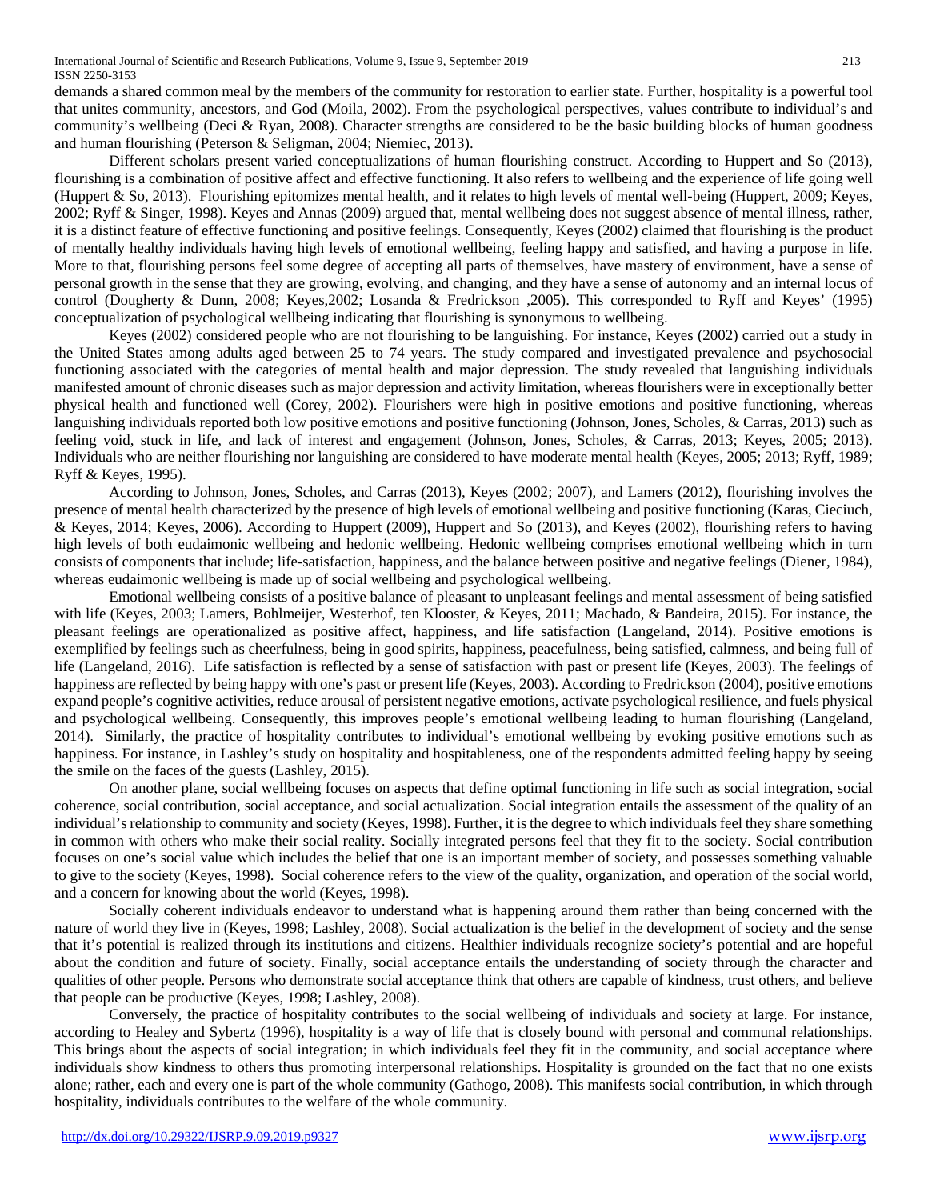demands a shared common meal by the members of the community for restoration to earlier state. Further, hospitality is a powerful tool that unites community, ancestors, and God (Moila, 2002). From the psychological perspectives, values contribute to individual's and community's wellbeing (Deci & Ryan, 2008). Character strengths are considered to be the basic building blocks of human goodness and human flourishing (Peterson & Seligman, 2004; Niemiec, 2013).

Different scholars present varied conceptualizations of human flourishing construct. According to Huppert and So (2013), flourishing is a combination of positive affect and effective functioning. It also refers to wellbeing and the experience of life going well (Huppert & So, 2013). Flourishing epitomizes mental health, and it relates to high levels of mental well-being (Huppert, 2009; Keyes, 2002; Ryff & Singer, 1998). Keyes and Annas (2009) argued that, mental wellbeing does not suggest absence of mental illness, rather, it is a distinct feature of effective functioning and positive feelings. Consequently, Keyes (2002) claimed that flourishing is the product of mentally healthy individuals having high levels of emotional wellbeing, feeling happy and satisfied, and having a purpose in life. More to that, flourishing persons feel some degree of accepting all parts of themselves, have mastery of environment, have a sense of personal growth in the sense that they are growing, evolving, and changing, and they have a sense of autonomy and an internal locus of control (Dougherty & Dunn, 2008; Keyes,2002; Losanda & Fredrickson ,2005). This corresponded to Ryff and Keyes' (1995) conceptualization of psychological wellbeing indicating that flourishing is synonymous to wellbeing.

Keyes (2002) considered people who are not flourishing to be languishing. For instance, Keyes (2002) carried out a study in the United States among adults aged between 25 to 74 years. The study compared and investigated prevalence and psychosocial functioning associated with the categories of mental health and major depression. The study revealed that languishing individuals manifested amount of chronic diseases such as major depression and activity limitation, whereas flourishers were in exceptionally better physical health and functioned well (Corey, 2002). Flourishers were high in positive emotions and positive functioning, whereas languishing individuals reported both low positive emotions and positive functioning (Johnson, Jones, Scholes, & Carras, 2013) such as feeling void, stuck in life, and lack of interest and engagement (Johnson, Jones, Scholes, & Carras, 2013; Keyes, 2005; 2013). Individuals who are neither flourishing nor languishing are considered to have moderate mental health (Keyes, 2005; 2013; Ryff, 1989; Ryff & Keyes, 1995).

According to Johnson, Jones, Scholes, and Carras (2013), Keyes (2002; 2007), and Lamers (2012), flourishing involves the presence of mental health characterized by the presence of high levels of emotional wellbeing and positive functioning (Karas, Cieciuch, & Keyes, 2014; Keyes, 2006). According to Huppert (2009), Huppert and So (2013), and Keyes (2002), flourishing refers to having high levels of both eudaimonic wellbeing and hedonic wellbeing. Hedonic wellbeing comprises emotional wellbeing which in turn consists of components that include; life-satisfaction, happiness, and the balance between positive and negative feelings (Diener, 1984), whereas eudaimonic wellbeing is made up of social wellbeing and psychological wellbeing.

Emotional wellbeing consists of a positive balance of pleasant to unpleasant feelings and mental assessment of being satisfied with life (Keyes, 2003; Lamers, Bohlmeijer, Westerhof, ten Klooster, & Keyes, 2011; Machado, & Bandeira, 2015). For instance, the pleasant feelings are operationalized as positive affect, happiness, and life satisfaction (Langeland, 2014). Positive emotions is exemplified by feelings such as cheerfulness, being in good spirits, happiness, peacefulness, being satisfied, calmness, and being full of life (Langeland, 2016). Life satisfaction is reflected by a sense of satisfaction with past or present life (Keyes, 2003). The feelings of happiness are reflected by being happy with one's past or present life (Keyes, 2003). According to Fredrickson (2004), positive emotions expand people's cognitive activities, reduce arousal of persistent negative emotions, activate psychological resilience, and fuels physical and psychological wellbeing. Consequently, this improves people's emotional wellbeing leading to human flourishing (Langeland, 2014). Similarly, the practice of hospitality contributes to individual's emotional wellbeing by evoking positive emotions such as happiness. For instance, in Lashley's study on hospitality and hospitableness, one of the respondents admitted feeling happy by seeing the smile on the faces of the guests (Lashley, 2015).

On another plane, social wellbeing focuses on aspects that define optimal functioning in life such as social integration, social coherence, social contribution, social acceptance, and social actualization. Social integration entails the assessment of the quality of an individual's relationship to community and society (Keyes, 1998). Further, it is the degree to which individuals feel they share something in common with others who make their social reality. Socially integrated persons feel that they fit to the society. Social contribution focuses on one's social value which includes the belief that one is an important member of society, and possesses something valuable to give to the society (Keyes, 1998). Social coherence refers to the view of the quality, organization, and operation of the social world, and a concern for knowing about the world (Keyes, 1998).

Socially coherent individuals endeavor to understand what is happening around them rather than being concerned with the nature of world they live in (Keyes, 1998; Lashley, 2008). Social actualization is the belief in the development of society and the sense that it's potential is realized through its institutions and citizens. Healthier individuals recognize society's potential and are hopeful about the condition and future of society. Finally, social acceptance entails the understanding of society through the character and qualities of other people. Persons who demonstrate social acceptance think that others are capable of kindness, trust others, and believe that people can be productive (Keyes, 1998; Lashley, 2008).

Conversely, the practice of hospitality contributes to the social wellbeing of individuals and society at large. For instance, according to Healey and Sybertz (1996), hospitality is a way of life that is closely bound with personal and communal relationships. This brings about the aspects of social integration; in which individuals feel they fit in the community, and social acceptance where individuals show kindness to others thus promoting interpersonal relationships. Hospitality is grounded on the fact that no one exists alone; rather, each and every one is part of the whole community (Gathogo, 2008). This manifests social contribution, in which through hospitality, individuals contributes to the welfare of the whole community.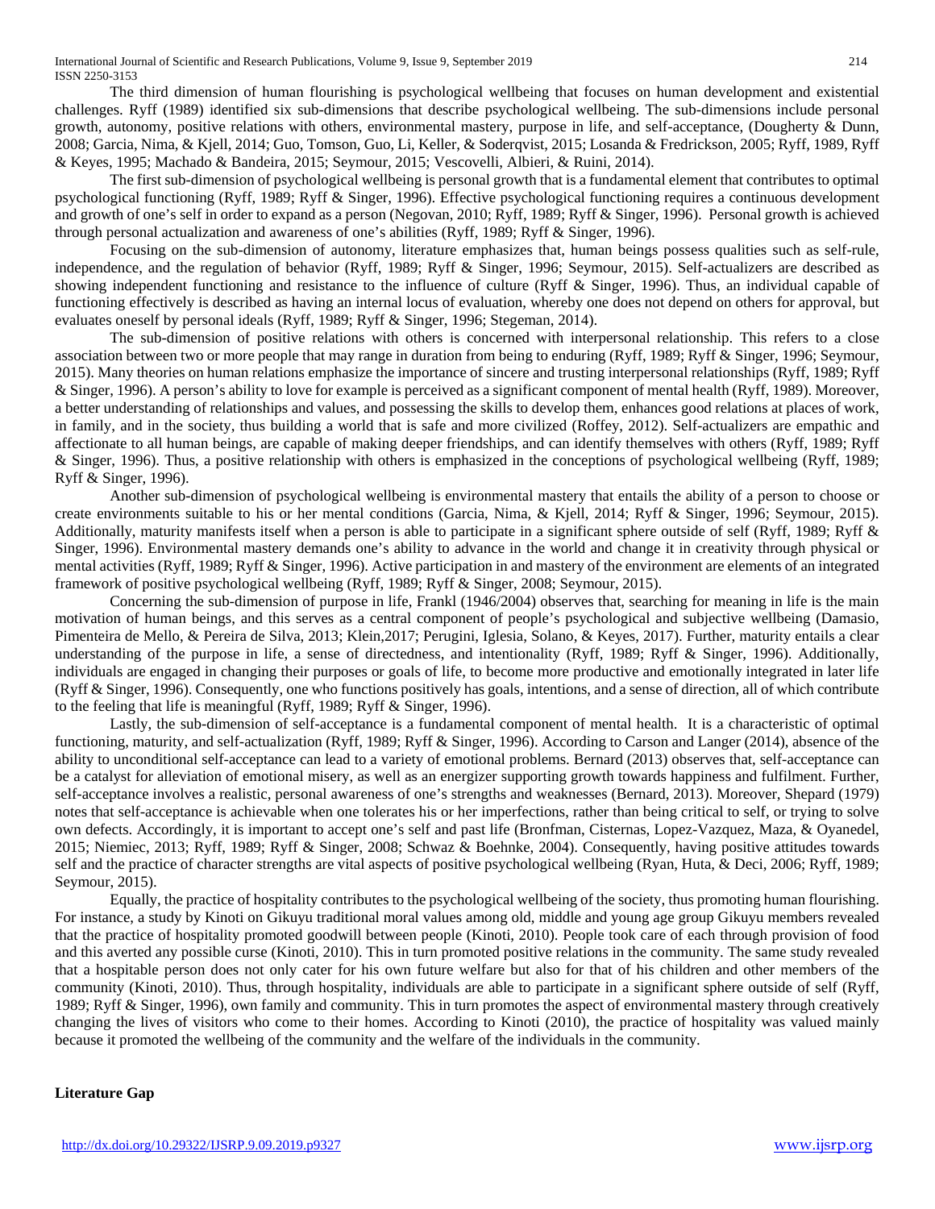The third dimension of human flourishing is psychological wellbeing that focuses on human development and existential challenges. Ryff (1989) identified six sub-dimensions that describe psychological wellbeing. The sub-dimensions include personal growth, autonomy, positive relations with others, environmental mastery, purpose in life, and self-acceptance, (Dougherty & Dunn, 2008; Garcia, Nima, & Kjell, 2014; Guo, Tomson, Guo, Li, Keller, & Soderqvist, 2015; Losanda & Fredrickson, 2005; Ryff, 1989, Ryff & Keyes, 1995; Machado & Bandeira, 2015; Seymour, 2015; Vescovelli, Albieri, & Ruini, 2014).

The first sub-dimension of psychological wellbeing is personal growth that is a fundamental element that contributes to optimal psychological functioning (Ryff, 1989; Ryff & Singer, 1996). Effective psychological functioning requires a continuous development and growth of one's self in order to expand as a person (Negovan, 2010; Ryff, 1989; Ryff & Singer, 1996). Personal growth is achieved through personal actualization and awareness of one's abilities (Ryff, 1989; Ryff & Singer, 1996).

Focusing on the sub-dimension of autonomy, literature emphasizes that, human beings possess qualities such as self-rule, independence, and the regulation of behavior (Ryff, 1989; Ryff & Singer, 1996; Seymour, 2015). Self-actualizers are described as showing independent functioning and resistance to the influence of culture (Ryff & Singer, 1996). Thus, an individual capable of functioning effectively is described as having an internal locus of evaluation, whereby one does not depend on others for approval, but evaluates oneself by personal ideals (Ryff, 1989; Ryff & Singer, 1996; Stegeman, 2014).

The sub-dimension of positive relations with others is concerned with interpersonal relationship. This refers to a close association between two or more people that may range in duration from being to enduring (Ryff, 1989; Ryff & Singer, 1996; Seymour, 2015). Many theories on human relations emphasize the importance of sincere and trusting interpersonal relationships (Ryff, 1989; Ryff & Singer, 1996). A person's ability to love for example is perceived as a significant component of mental health (Ryff, 1989). Moreover, a better understanding of relationships and values, and possessing the skills to develop them, enhances good relations at places of work, in family, and in the society, thus building a world that is safe and more civilized (Roffey, 2012). Self-actualizers are empathic and affectionate to all human beings, are capable of making deeper friendships, and can identify themselves with others (Ryff, 1989; Ryff & Singer, 1996). Thus, a positive relationship with others is emphasized in the conceptions of psychological wellbeing (Ryff, 1989; Ryff & Singer, 1996).

Another sub-dimension of psychological wellbeing is environmental mastery that entails the ability of a person to choose or create environments suitable to his or her mental conditions (Garcia, Nima, & Kjell, 2014; Ryff & Singer, 1996; Seymour, 2015). Additionally, maturity manifests itself when a person is able to participate in a significant sphere outside of self (Ryff, 1989; Ryff & Singer, 1996). Environmental mastery demands one's ability to advance in the world and change it in creativity through physical or mental activities (Ryff, 1989; Ryff & Singer, 1996). Active participation in and mastery of the environment are elements of an integrated framework of positive psychological wellbeing (Ryff, 1989; Ryff & Singer, 2008; Seymour, 2015).

Concerning the sub-dimension of purpose in life, Frankl (1946/2004) observes that, searching for meaning in life is the main motivation of human beings, and this serves as a central component of people's psychological and subjective wellbeing (Damasio, Pimenteira de Mello, & Pereira de Silva, 2013; Klein,2017; Perugini, Iglesia, Solano, & Keyes, 2017). Further, maturity entails a clear understanding of the purpose in life, a sense of directedness, and intentionality (Ryff, 1989; Ryff & Singer, 1996). Additionally, individuals are engaged in changing their purposes or goals of life, to become more productive and emotionally integrated in later life (Ryff & Singer, 1996). Consequently, one who functions positively has goals, intentions, and a sense of direction, all of which contribute to the feeling that life is meaningful (Ryff, 1989; Ryff & Singer, 1996).

Lastly, the sub-dimension of self-acceptance is a fundamental component of mental health. It is a characteristic of optimal functioning, maturity, and self-actualization (Ryff, 1989; Ryff & Singer, 1996). According to Carson and Langer (2014), absence of the ability to unconditional self-acceptance can lead to a variety of emotional problems. Bernard (2013) observes that, self-acceptance can be a catalyst for alleviation of emotional misery, as well as an energizer supporting growth towards happiness and fulfilment. Further, self-acceptance involves a realistic, personal awareness of one's strengths and weaknesses (Bernard, 2013). Moreover, Shepard (1979) notes that self-acceptance is achievable when one tolerates his or her imperfections, rather than being critical to self, or trying to solve own defects. Accordingly, it is important to accept one's self and past life (Bronfman, Cisternas, Lopez-Vazquez, Maza, & Oyanedel, 2015; Niemiec, 2013; Ryff, 1989; Ryff & Singer, 2008; Schwaz & Boehnke, 2004). Consequently, having positive attitudes towards self and the practice of character strengths are vital aspects of positive psychological wellbeing (Ryan, Huta, & Deci, 2006; Ryff, 1989; Seymour, 2015).

Equally, the practice of hospitality contributes to the psychological wellbeing of the society, thus promoting human flourishing. For instance, a study by Kinoti on Gikuyu traditional moral values among old, middle and young age group Gikuyu members revealed that the practice of hospitality promoted goodwill between people (Kinoti, 2010). People took care of each through provision of food and this averted any possible curse (Kinoti, 2010). This in turn promoted positive relations in the community. The same study revealed that a hospitable person does not only cater for his own future welfare but also for that of his children and other members of the community (Kinoti, 2010). Thus, through hospitality, individuals are able to participate in a significant sphere outside of self (Ryff, 1989; Ryff & Singer, 1996), own family and community. This in turn promotes the aspect of environmental mastery through creatively changing the lives of visitors who come to their homes. According to Kinoti (2010), the practice of hospitality was valued mainly because it promoted the wellbeing of the community and the welfare of the individuals in the community.

**Literature Gap**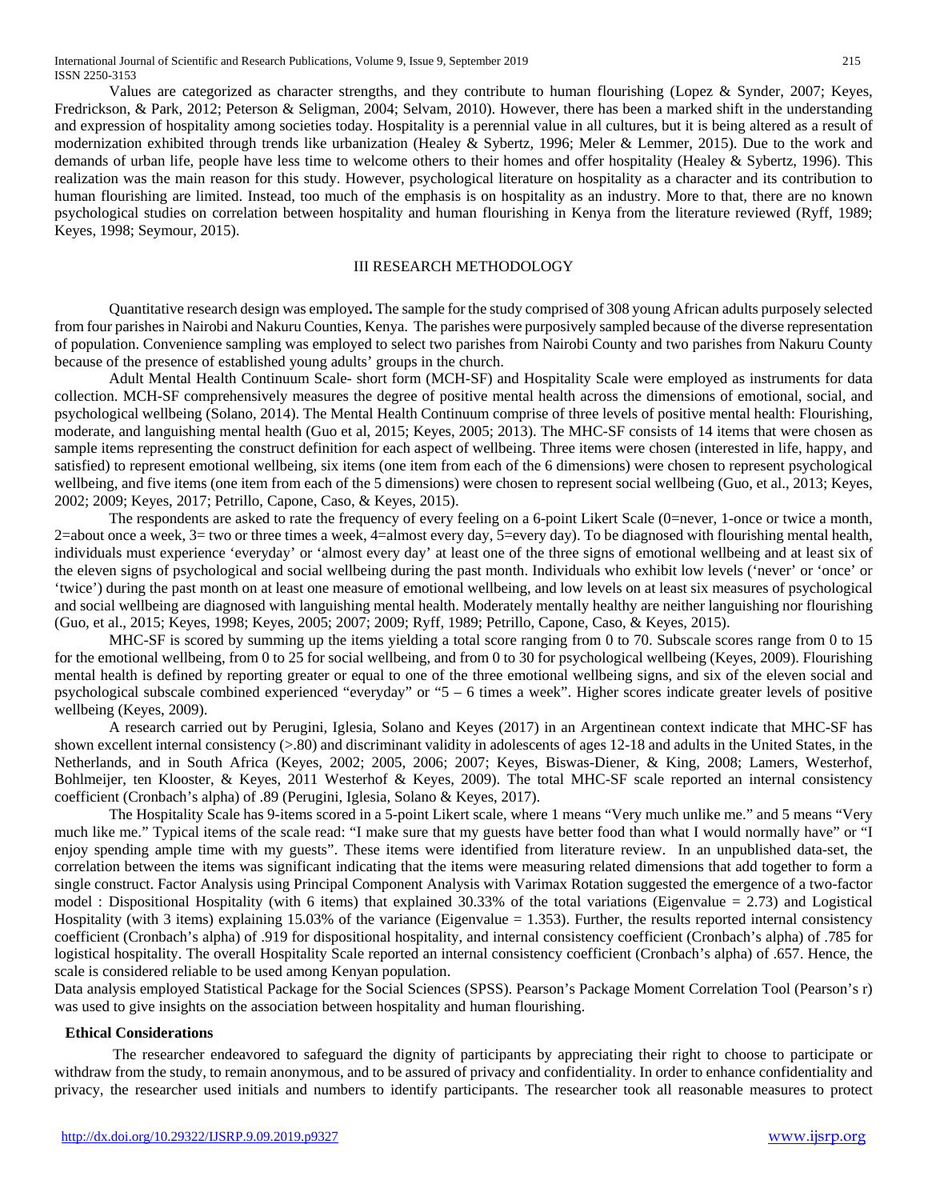Values are categorized as character strengths, and they contribute to human flourishing (Lopez & Synder, 2007; Keyes, Fredrickson, & Park, 2012; Peterson & Seligman, 2004; Selvam, 2010). However, there has been a marked shift in the understanding and expression of hospitality among societies today. Hospitality is a perennial value in all cultures, but it is being altered as a result of modernization exhibited through trends like urbanization (Healey & Sybertz, 1996; Meler & Lemmer, 2015). Due to the work and demands of urban life, people have less time to welcome others to their homes and offer hospitality (Healey & Sybertz, 1996). This realization was the main reason for this study. However, psychological literature on hospitality as a character and its contribution to human flourishing are limited. Instead, too much of the emphasis is on hospitality as an industry. More to that, there are no known psychological studies on correlation between hospitality and human flourishing in Kenya from the literature reviewed (Ryff, 1989; Keyes, 1998; Seymour, 2015).

## III RESEARCH METHODOLOGY

Quantitative research design was employed**.** The sample for the study comprised of 308 young African adults purposely selected from four parishes in Nairobi and Nakuru Counties, Kenya. The parishes were purposively sampled because of the diverse representation of population. Convenience sampling was employed to select two parishes from Nairobi County and two parishes from Nakuru County because of the presence of established young adults' groups in the church.

Adult Mental Health Continuum Scale- short form (MCH-SF) and Hospitality Scale were employed as instruments for data collection. MCH-SF comprehensively measures the degree of positive mental health across the dimensions of emotional, social, and psychological wellbeing (Solano, 2014). The Mental Health Continuum comprise of three levels of positive mental health: Flourishing, moderate, and languishing mental health (Guo et al, 2015; Keyes, 2005; 2013). The MHC-SF consists of 14 items that were chosen as sample items representing the construct definition for each aspect of wellbeing. Three items were chosen (interested in life, happy, and satisfied) to represent emotional wellbeing, six items (one item from each of the 6 dimensions) were chosen to represent psychological wellbeing, and five items (one item from each of the 5 dimensions) were chosen to represent social wellbeing (Guo, et al., 2013; Keyes, 2002; 2009; Keyes, 2017; Petrillo, Capone, Caso, & Keyes, 2015).

The respondents are asked to rate the frequency of every feeling on a 6-point Likert Scale (0=never, 1-once or twice a month, 2=about once a week, 3= two or three times a week, 4=almost every day, 5=every day). To be diagnosed with flourishing mental health, individuals must experience 'everyday' or 'almost every day' at least one of the three signs of emotional wellbeing and at least six of the eleven signs of psychological and social wellbeing during the past month. Individuals who exhibit low levels ('never' or 'once' or 'twice') during the past month on at least one measure of emotional wellbeing, and low levels on at least six measures of psychological and social wellbeing are diagnosed with languishing mental health. Moderately mentally healthy are neither languishing nor flourishing (Guo, et al., 2015; Keyes, 1998; Keyes, 2005; 2007; 2009; Ryff, 1989; Petrillo, Capone, Caso, & Keyes, 2015).

MHC-SF is scored by summing up the items yielding a total score ranging from 0 to 70. Subscale scores range from 0 to 15 for the emotional wellbeing, from 0 to 25 for social wellbeing, and from 0 to 30 for psychological wellbeing (Keyes, 2009). Flourishing mental health is defined by reporting greater or equal to one of the three emotional wellbeing signs, and six of the eleven social and psychological subscale combined experienced "everyday" or "5 – 6 times a week". Higher scores indicate greater levels of positive wellbeing (Keyes, 2009).

A research carried out by Perugini, Iglesia, Solano and Keyes (2017) in an Argentinean context indicate that MHC-SF has shown excellent internal consistency (>.80) and discriminant validity in adolescents of ages 12-18 and adults in the United States, in the Netherlands, and in South Africa (Keyes, 2002; 2005, 2006; 2007; Keyes, Biswas-Diener, & King, 2008; Lamers, Westerhof, Bohlmeijer, ten Klooster, & Keyes, 2011 Westerhof & Keyes, 2009). The total MHC-SF scale reported an internal consistency coefficient (Cronbach's alpha) of .89 (Perugini, Iglesia, Solano & Keyes, 2017).

The Hospitality Scale has 9-items scored in a 5-point Likert scale, where 1 means "Very much unlike me." and 5 means "Very much like me." Typical items of the scale read: "I make sure that my guests have better food than what I would normally have" or "I enjoy spending ample time with my guests". These items were identified from literature review. In an unpublished data-set, the correlation between the items was significant indicating that the items were measuring related dimensions that add together to form a single construct. Factor Analysis using Principal Component Analysis with Varimax Rotation suggested the emergence of a two-factor model : Dispositional Hospitality (with 6 items) that explained 30.33% of the total variations (Eigenvalue = 2.73) and Logistical Hospitality (with 3 items) explaining 15.03% of the variance (Eigenvalue = 1.353). Further, the results reported internal consistency coefficient (Cronbach's alpha) of .919 for dispositional hospitality, and internal consistency coefficient (Cronbach's alpha) of .785 for logistical hospitality. The overall Hospitality Scale reported an internal consistency coefficient (Cronbach's alpha) of .657. Hence, the scale is considered reliable to be used among Kenyan population.

Data analysis employed Statistical Package for the Social Sciences (SPSS). Pearson's Package Moment Correlation Tool (Pearson's r) was used to give insights on the association between hospitality and human flourishing.

### Ethical Considerations

The researcher endeavored to safeguard the dignity of participants by appreciating their right to choose to participate or withdraw from the study, to remain anonymous, and to be assured of privacy and confidentiality. In order to enhance confidentiality and privacy, the researcher used initials and numbers to identify participants. The researcher took all reasonable measures to protect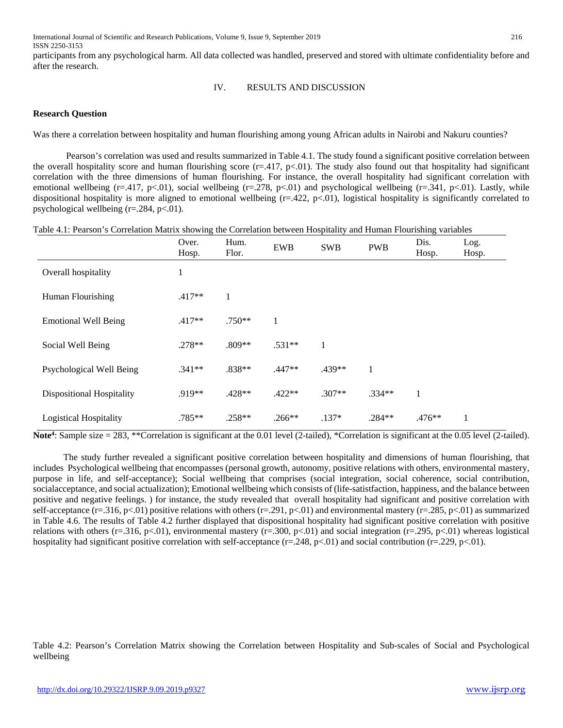participants from any psychological harm. All data collected was handled, preserved and stored with ultimate confidentiality before and after the research.

## IV. RESULTS AND DISCUSSION

**Research Question**

Was there a correlation between hospitality and human flourishing among young African adults in Nairobi and Nakuru counties?

Pearson's correlation was used and results summarized in Table 4.1. The study found a significant positive correlation between the overall hospitality score and human flourishing score (r=.417, p<.01). The study also found out that hospitality had significant correlation with the three dimensions of human flourishing. For instance, the overall hospitality had significant correlation with emotional wellbeing (r=.417, p<.01), social wellbeing (r=.278, p<.01) and psychological wellbeing (r=.341, p<.01). Lastly, while dispositional hospitality is more aligned to emotional wellbeing (r=.422, p<.01), logistical hospitality is significantly correlated to psychological wellbeing (r=.284, p<.01).

Table 4.1: Pearson's Correlation Matrix showing the Correlation between Hospitality and Human Flourishing variables

| | Over. Hosp. | Hum. Flor. | EWB | SWB | PWB | Dis. Hosp. | Log. Hosp. |
|---|---|---|---|---|---|---|---|
| Overall hospitality | 1 | | | | | | |
| Human Flourishing | .417** | 1 | | | | | |
| Emotional Well Being | .417** | .750** | 1 | | | | |
| Social Well Being | .278** | .809** | .531** | 1 | | | |
| Psychological Well Being | .341** | .838** | .447** | .439** | 1 | | |
| Dispositional Hospitality | .919** | .428** | .422** | .307** | .334** | 1 | |
| Logistical Hospitality | .785** | .258** | .266** | .137* | .284** | .476** | 1 |

**Note[4]**: Sample size = 283, **Correlation is significant at the 0.01 level (2-tailed), *Correlation is significant at the 0.05 level (2-tailed).

The study further revealed a significant positive correlation between hospitality and dimensions of human flourishing, that includes Psychological wellbeing that encompasses (personal growth, autonomy, positive relations with others, environmental mastery, purpose in life, and self-acceptance); Social wellbeing that comprises (social integration, social coherence, social contribution, socialacceptance, and social actualization); Emotional wellbeing which consists of (life-satistfaction, happiness, and the balance between positive and negative feelings. ) for instance, the study revealed that overall hospitality had significant and positive correlation with self-acceptance (r=.316, p<.01) positive relations with others (r=.291, p<.01) and environmental mastery (r=.285, p<.01) as summarized in Table 4.6. The results of Table 4.2 further displayed that dispositional hospitality had significant positive correlation with positive relations with others (r=.316, p<.01), environmental mastery (r=.300, p<.01) and social integration (r=.295, p<.01) whereas logistical hospitality had significant positive correlation with self-acceptance (r=.248, p<.01) and social contribution (r=.229, p<.01).

Table 4.2: Pearson's Correlation Matrix showing the Correlation between Hospitality and Sub-scales of Social and Psychological wellbeing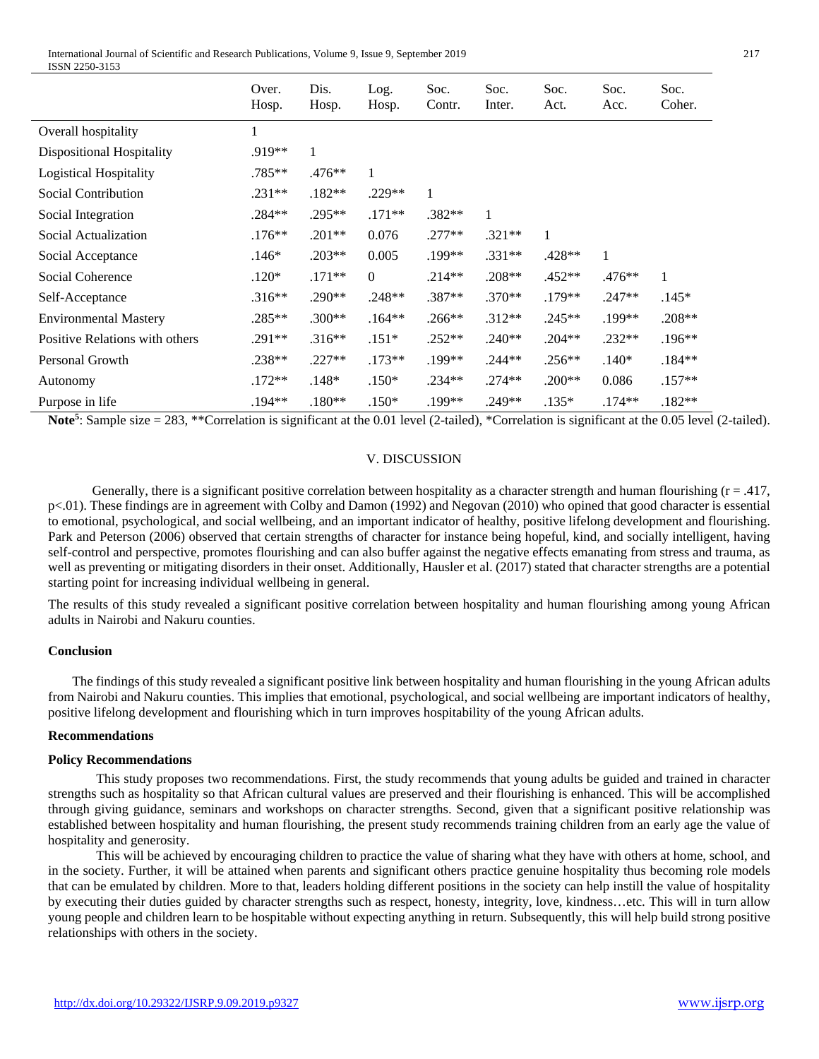| | Over. Hosp. | Dis. Hosp. | Log. Hosp. | Soc. Contr. | Soc. Inter. | Soc. Act. | Soc. Acc. | Soc. Coher. |
|---|---|---|---|---|---|---|---|---|
| Overall hospitality | 1 | | | | | | | |
| Dispositional Hospitality | .919** | 1 | | | | | | |
| Logistical Hospitality | .785** | .476** | 1 | | | | | |
| Social Contribution | .231** | .182** | .229** | 1 | | | | |
| Social Integration | .284** | .295** | .171** | .382** | 1 | | | |
| Social Actualization | .176** | .201** | 0.076 | .277** | .321** | 1 | | |
| Social Acceptance | .146* | .203** | 0.005 | .199** | .331** | .428** | 1 | |
| Social Coherence | .120* | .171** | 0 | .214** | .208** | .452** | .476** | 1 |
| Self-Acceptance | .316** | .290** | .248** | .387** | .370** | .179** | .247** | .145* |
| Environmental Mastery | .285** | .300** | .164** | .266** | .312** | .245** | .199** | .208** |
| Positive Relations with others | .291** | .316** | .151* | .252** | .240** | .204** | .232** | .196** |
| Personal Growth | .238** | .227** | .173** | .199** | .244** | .256** | .140* | .184** |
| Autonomy | .172** | .148* | .150* | .234** | .274** | .200** | 0.086 | .157** |
| Purpose in life | .194** | .180** | .150* | .199** | .249** | .135* | .174** | .182** |

**Note**[5]: Sample size = 283, **Correlation is significant at the 0.01 level (2-tailed), *Correlation is significant at the 0.05 level (2-tailed).

## V. DISCUSSION

Generally, there is a significant positive correlation between hospitality as a character strength and human flourishing ($r = .417$, $p<.01$). These findings are in agreement with Colby and Damon (1992) and Negovan (2010) who opined that good character is essential to emotional, psychological, and social wellbeing, and an important indicator of healthy, positive lifelong development and flourishing. Park and Peterson (2006) observed that certain strengths of character for instance being hopeful, kind, and socially intelligent, having self-control and perspective, promotes flourishing and can also buffer against the negative effects emanating from stress and trauma, as well as preventing or mitigating disorders in their onset. Additionally, Hausler et al. (2017) stated that character strengths are a potential starting point for increasing individual wellbeing in general.

The results of this study revealed a significant positive correlation between hospitality and human flourishing among young African adults in Nairobi and Nakuru counties.

### Conclusion

The findings of this study revealed a significant positive link between hospitality and human flourishing in the young African adults from Nairobi and Nakuru counties. This implies that emotional, psychological, and social wellbeing are important indicators of healthy, positive lifelong development and flourishing which in turn improves hospitability of the young African adults.

### Recommendations

#### Policy Recommendations

This study proposes two recommendations. First, the study recommends that young adults be guided and trained in character strengths such as hospitality so that African cultural values are preserved and their flourishing is enhanced. This will be accomplished through giving guidance, seminars and workshops on character strengths. Second, given that a significant positive relationship was established between hospitality and human flourishing, the present study recommends training children from an early age the value of hospitality and generosity.

This will be achieved by encouraging children to practice the value of sharing what they have with others at home, school, and in the society. Further, it will be attained when parents and significant others practice genuine hospitality thus becoming role models that can be emulated by children. More to that, leaders holding different positions in the society can help instill the value of hospitality by executing their duties guided by character strengths such as respect, honesty, integrity, love, kindness…etc. This will in turn allow young people and children learn to be hospitable without expecting anything in return. Subsequently, this will help build strong positive relationships with others in the society.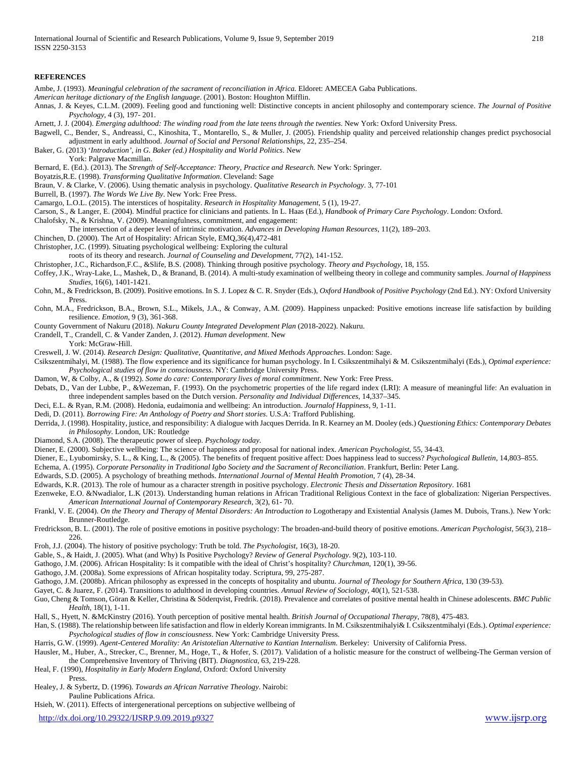**REFERENCES**

Ambe, J. (1993). *Meaningful celebration of the sacrament of reconciliation in Africa.* Eldoret: AMECEA Gaba Publications.

*American heritage dictionary of the English language*. (2001). Boston: Houghton Mifflin.

Annas, J. & Keyes, C.L.M. (2009). Feeling good and functioning well: Distinctive concepts in ancient philosophy and contemporary science. *The Journal of Positive Psychology*, 4 (3), 197- 201.

Arnett, J. J. (2004). *Emerging adulthood: The winding road from the late teens through the twenties*. New York: Oxford University Press.

Bagwell, C., Bender, S., Andreassi, C., Kinoshita, T., Montarello, S., & Muller, J. (2005). Friendship quality and perceived relationship changes predict psychosocial adjustment in early adulthood. *Journal of Social and Personal Relationships*, 22, 235–254.

Baker, G. (2013) '*Introduction', in G. Baker (ed.) Hospitality and World Politics*. New York: Palgrave Macmillan.

Bernard, E. (Ed.). (2013). The *Strength of Self-Acceptance: Theory, Practice and Research.* New York: Springer.

Boyatzis,R.E. (1998). *Transforming Qualitative Information*. Cleveland: Sage

Braun, V. & Clarke, V. (2006). Using thematic analysis in psychology. *Qualitative Research in Psychology*. 3, 77-101

Burrell, B. (1997). *The Words We Live By*. New York: Free Press.

Camargo, L.O.L. (2015). The interstices of hospitality. *Research in Hospitality Management*, 5 (1), 19-27.

Carson, S., & Langer, E. (2004). Mindful practice for clinicians and patients. In L. Haas (Ed.), *Handbook of Primary Care Psychology*. London: Oxford.

Chalofsky, N., & Krishna, V. (2009). Meaningfulness, commitment, and engagement: The intersection of a deeper level of intrinsic motivation. *Advances in Developing Human Resources*, 11(2), 189–203.

Chinchen, D. (2000). The Art of Hospitality: African Style, EMQ,36(4),472-481

Christopher, J.C. (1999). Situating psychological wellbeing: Exploring the cultural roots of its theory and research. *Journal of Counseling and Development*, 77(2), 141-152.

Christopher, J.C., Richardson,F.C., &Slife, B.S. (2008). Thinking through positive psychology. *Theory and Psychology*, 18, 155.

Coffey, J.K., Wray-Lake, L., Mashek, D., & Branand, B. (2014). A multi-study examination of wellbeing theory in college and community samples. *Journal of Happiness Studies*, 16(6), 1401-1421.

Cohn, M., & Fredrickson, B. (2009). Positive emotions. In S. J. Lopez & C. R. Snyder (Eds.), *Oxford Handbook of Positive Psychology* (2nd Ed.). NY: Oxford University Press.

Cohn, M.A., Fredrickson, B.A., Brown, S.L., Mikels, J.A., & Conway, A.M. (2009). Happiness unpacked: Positive emotions increase life satisfaction by building resilience. *Emotion*, 9 (3), 361-368.

County Government of Nakuru (2018). *Nakuru County Integrated Development Plan* (2018-2022). Nakuru.

Crandell, T., Crandell, C. & Vander Zanden, J. (2012). *Human development*. New York: McGraw-Hill.

Creswell, J. W. (2014). *Research Design: Qualitative, Quantitative, and Mixed Methods Approaches*. London: Sage.

Csikszentmihalyi, M. (1988). The flow experience and its significance for human psychology. In I. Csikszentmihalyi & M. Csikszentmihalyi (Eds.), *Optimal experience: Psychological studies of flow in consciousness*. NY: Cambridge University Press.

Damon, W, & Colby, A., & (1992). *Some do care: Contemporary lives of moral commitment*. New York: Free Press.

Debats, D., Van der Lubbe, P., &Wezeman, F. (1993). On the psychometric properties of the life regard index (LRI): A measure of meaningful life: An evaluation in three independent samples based on the Dutch version. *Personality and Individual Differences*, 14,337–345.

Deci, E.L. & Ryan, R.M. (2008). Hedonia, eudaimonia and wellbeing: An introduction. *Journalof Happiness*, 9, 1-11.

Dedi, D. (2011). *Borrowing Fire: An Anthology of Poetry and Short stories*. U.S.A: Trafford Publishing.

Derrida, J. (1998). Hospitality, justice, and responsibility: A dialogue with Jacques Derrida. In R. Kearney an M. Dooley (eds.) *Questioning Ethics: Contemporary Debates in Philosophy.* London, UK: Routledge

Diamond, S.A. (2008). The therapeutic power of sleep. *Psychology today*.

Diener, E. (2000). Subjective wellbeing: The science of happiness and proposal for national index. *American Psychologist*, 55, 34-43.

Diener, E., Lyubomirsky, S. L., & King, L., & (2005). The benefits of frequent positive affect: Does happiness lead to success? *Psychological Bulletin*, 14,803–855.

Echema, A. (1995). *Corporate Personality in Traditional Igbo Society and the Sacrament of Reconciliation*. Frankfurt, Berlin: Peter Lang.

Edwards, S.D. (2005). A psychology of breathing methods. *International Journal of Mental Health Promotion,* 7 (4), 28-34.

Edwards, K.R. (2013). The role of humour as a character strength in positive psychology. *Electronic Thesis and Dissertation Repository*. 1681

Ezenweke, E.O. &Nwadialor, L.K (2013). Understanding human relations in African Traditional Religious Context in the face of globalization: Nigerian Perspectives. *American International Journal of Contemporary Research*, 3(2), 61- 70.

Frankl, V. E. (2004). *On the Theory and Therapy of Mental Disorders: An Introduction to* Logotherapy and Existential Analysis (James M. Dubois, Trans.). New York: Brunner-Routledge.

Fredrickson, B. L. (2001). The role of positive emotions in positive psychology: The broaden-and-build theory of positive emotions. *American Psychologist*, 56(3), 218–226.

Froh, J.J. (2004). The history of positive psychology: Truth be told. *The Psychologist*, 16(3), 18-20.

Gable, S., & Haidt, J. (2005). What (and Why) Is Positive Psychology? *Review of General Psychology*. 9(2), 103-110.

Gathogo, J.M. (2006). African Hospitality: Is it compatible with the ideal of Christ's hospitality? *Churchman*, 120(1), 39-56.

Gathogo, J.M. (2008a). Some expressions of African hospitality today. Scriptura, 99, 275-287.

Gathogo, J.M. (2008b). African philosophy as expressed in the concepts of hospitality and ubuntu. *Journal of Theology for Southern Africa*, 130 (39-53).

Gayet, C. & Juarez, F. (2014). Transitions to adulthood in developing countries. *Annual Review of Sociology*, 40(1), 521-538.

Guo, Cheng & Tomson, Göran & Keller, Christina & Söderqvist, Fredrik. (2018). Prevalence and correlates of positive mental health in Chinese adolescents. *BMC Public Health*, 18(1), 1-11.

Hall, S., Hyett, N. &McKinstry (2016). Youth perception of positive mental health. *British Journal of Occupational Therapy*, 78(8), 475-483.

Han, S. (1988). The relationship between life satisfaction and flow in elderly Korean immigrants. In M. Csikszentmihalyi& I. Csikszentmihalyi (Eds.). *Optimal experience: Psychological studies of flow in consciousness*. New York: Cambridge University Press.

Harris, G.W. (1999). *Agent-Centered Morality: An Aristotelian Alternative to Kantian Internalism.* Berkeley: University of California Press.

Hausler, M., Huber, A., Strecker, C., Brenner, M., Hoge, T., & Hofer, S. (2017). Validation of a holistic measure for the construct of wellbeing-The German version of the Comprehensive Inventory of Thriving (BIT). *Diagnostica*, 63, 219-228.

Heal, F. (1990), *Hospitality in Early Modern England*, Oxford: Oxford University Press.

Healey, J. & Sybertz, D. (1996). *Towards an African Narrative Theology*. Nairobi: Pauline Publications Africa.

Hsieh, W. (2011). Effects of intergenerational perceptions on subjective wellbeing of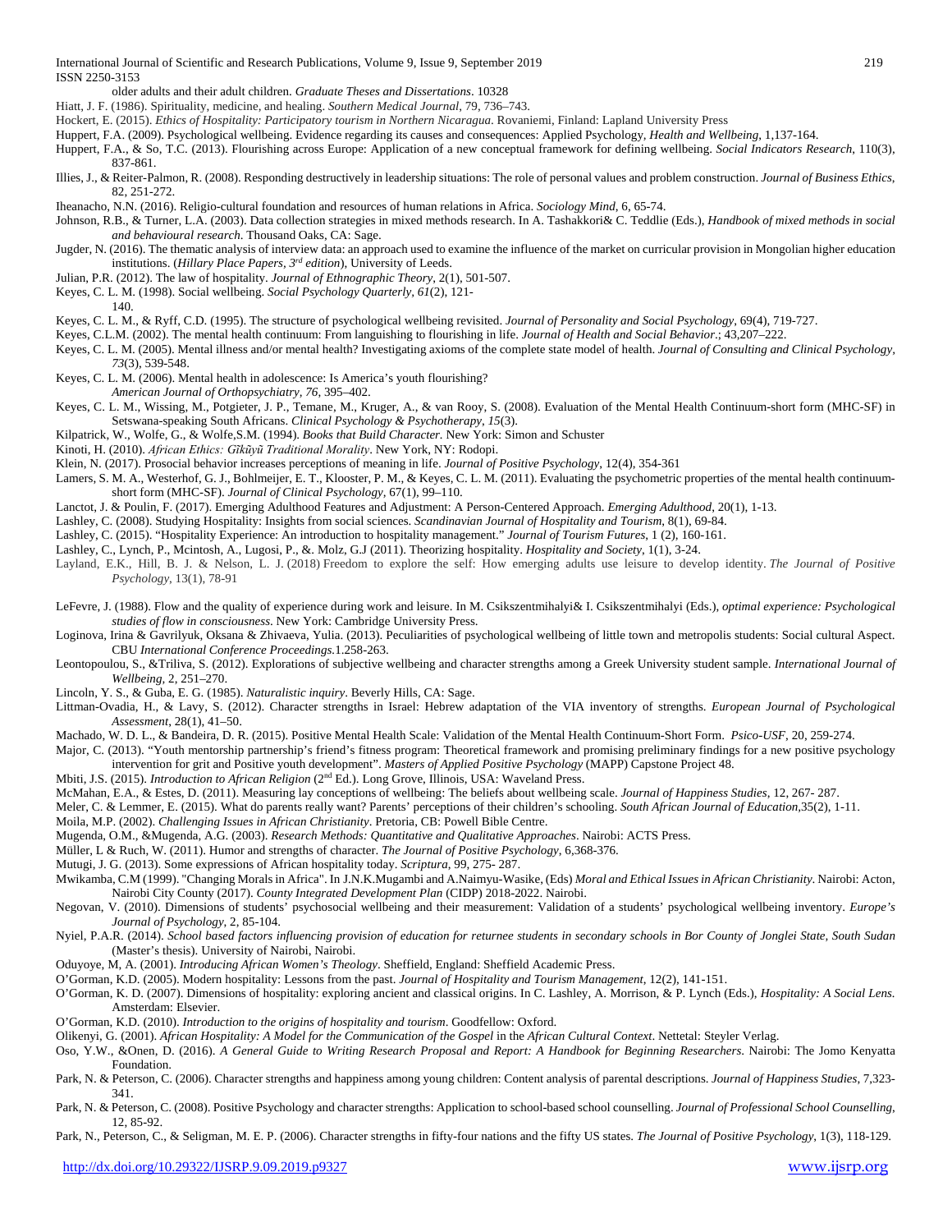older adults and their adult children. *Graduate Theses and Dissertations*. 10328

Hiatt, J. F. (1986). Spirituality, medicine, and healing. *Southern Medical Journal*, 79, 736–743.

Hockert, E. (2015). *Ethics of Hospitality: Participatory tourism in Northern Nicaragua*. Rovaniemi, Finland: Lapland University Press

Huppert, F.A. (2009). Psychological wellbeing. Evidence regarding its causes and consequences: Applied Psychology, *Health and Wellbeing*, 1,137-164.

Huppert, F.A., & So, T.C. (2013). Flourishing across Europe: Application of a new conceptual framework for defining wellbeing. *Social Indicators Research*, 110(3), 837-861.

Illies, J., & Reiter-Palmon, R. (2008). Responding destructively in leadership situations: The role of personal values and problem construction. *Journal of Business Ethics*, 82, 251-272.

Iheanacho, N.N. (2016). Religio-cultural foundation and resources of human relations in Africa. *Sociology Mind*, 6, 65-74.

Johnson, R.B., & Turner, L.A. (2003). Data collection strategies in mixed methods research. In A. Tashakkori& C. Teddlie (Eds.), *Handbook of mixed methods in social and behavioural research*. Thousand Oaks, CA: Sage.

Jugder, N. (2016). The thematic analysis of interview data: an approach used to examine the influence of the market on curricular provision in Mongolian higher education institutions. (*Hillary Place Papers, 3rd edition*), University of Leeds.

Julian, P.R. (2012). The law of hospitality. *Journal of Ethnographic Theory*, 2(1), 501-507.

Keyes, C. L. M. (1998). Social wellbeing. *Social Psychology Quarterly*, *61*(2), 121-140.

Keyes, C. L. M., & Ryff, C.D. (1995). The structure of psychological wellbeing revisited. *Journal of Personality and Social Psychology*, 69(4), 719-727.

Keyes, C.L.M. (2002). The mental health continuum: From languishing to flourishing in life. *Journal of Health and Social Behavior*.; 43,207–222.

Keyes, C. L. M. (2005). Mental illness and/or mental health? Investigating axioms of the complete state model of health. *Journal of Consulting and Clinical Psychology*, *73*(3), 539-548.

Keyes, C. L. M. (2006). Mental health in adolescence: Is America's youth flourishing? *American Journal of Orthopsychiatry, 76*, 395–402.

Keyes, C. L. M., Wissing, M., Potgieter, J. P., Temane, M., Kruger, A., & van Rooy, S. (2008). Evaluation of the Mental Health Continuum-short form (MHC-SF) in Setswana-speaking South Africans. *Clinical Psychology & Psychotherapy*, *15*(3).

Kilpatrick, W., Wolfe, G., & Wolfe,S.M. (1994). *Books that Build Character*. New York: Simon and Schuster

Kinoti, H. (2010). *African Ethics: Gĩkũyũ Traditional Morality*. New York, NY: Rodopi.

Klein, N. (2017). Prosocial behavior increases perceptions of meaning in life. *Journal of Positive Psychology*, 12(4), 354-361

Lamers, S. M. A., Westerhof, G. J., Bohlmeijer, E. T., Klooster, P. M., & Keyes, C. L. M. (2011). Evaluating the psychometric properties of the mental health continuum-short form (MHC-SF). *Journal of Clinical Psychology*, 67(1), 99–110.

Lanctot, J. & Poulin, F. (2017). Emerging Adulthood Features and Adjustment: A Person-Centered Approach. *Emerging Adulthood*, 20(1), 1-13.

Lashley, C. (2008). Studying Hospitality: Insights from social sciences. *Scandinavian Journal of Hospitality and Tourism*, 8(1), 69-84.

Lashley, C. (2015). "Hospitality Experience: An introduction to hospitality management." *Journal of Tourism Futures*, 1 (2), 160-161.

Lashley, C., Lynch, P., Mcintosh, A., Lugosi, P., &. Molz, G.J (2011). Theorizing hospitality. *Hospitality and Society*, 1(1), 3-24.

Layland, E.K., Hill, B. J. & Nelson, L. J. (2018) Freedom to explore the self: How emerging adults use leisure to develop identity. *The Journal of Positive Psychology*, 13(1), 78-91

LeFevre, J. (1988). Flow and the quality of experience during work and leisure. In M. Csikszentmihalyi& I. Csikszentmihalyi (Eds.), *optimal experience: Psychological studies of flow in consciousness*. New York: Cambridge University Press.

Loginova, Irina & Gavrilyuk, Oksana & Zhivaeva, Yulia. (2013). Peculiarities of psychological wellbeing of little town and metropolis students: Social cultural Aspect. CBU *International Conference Proceedings*.1.258-263.

Leontopoulou, S., &Triliva, S. (2012). Explorations of subjective wellbeing and character strengths among a Greek University student sample. *International Journal of Wellbeing*, 2, 251–270.

Lincoln, Y. S., & Guba, E. G. (1985). *Naturalistic inquiry*. Beverly Hills, CA: Sage.

Littman-Ovadia, H., & Lavy, S. (2012). Character strengths in Israel: Hebrew adaptation of the VIA inventory of strengths. *European Journal of Psychological Assessment*, 28(1), 41–50.

Machado, W. D. L., & Bandeira, D. R. (2015). Positive Mental Health Scale: Validation of the Mental Health Continuum-Short Form. *Psico-USF*, 20, 259-274.

Major, C. (2013). "Youth mentorship partnership's friend's fitness program: Theoretical framework and promising preliminary findings for a new positive psychology intervention for grit and Positive youth development". *Masters of Applied Positive Psychology* (MAPP) Capstone Project 48.

Mbiti, J.S. (2015). *Introduction to African Religion* (2nd Ed.). Long Grove, Illinois, USA: Waveland Press.

McMahan, E.A., & Estes, D. (2011). Measuring lay conceptions of wellbeing: The beliefs about wellbeing scale. *Journal of Happiness Studies*, 12, 267- 287.

Meler, C. & Lemmer, E. (2015). What do parents really want? Parents' perceptions of their children's schooling. *South African Journal of Education*,35(2), 1-11.

Moila, M.P. (2002). *Challenging Issues in African Christianity*. Pretoria, CB: Powell Bible Centre.

Mugenda, O.M., &Mugenda, A.G. (2003). *Research Methods: Quantitative and Qualitative Approaches*. Nairobi: ACTS Press.

Müller, L & Ruch, W. (2011). Humor and strengths of character. *The Journal of Positive Psychology*, 6,368-376.

Mutugi, J. G. (2013). Some expressions of African hospitality today. *Scriptura*, 99, 275- 287.

Mwikamba, C.M (1999). "Changing Morals in Africa". In J.N.K.Mugambi and A.Naimyu-Wasike, (Eds) *Moral and Ethical Issues in African Christianity*. Nairobi: Acton, Nairobi City County (2017). *County Integrated Development Plan* (CIDP) 2018-2022. Nairobi.

Negovan, V. (2010). Dimensions of students' psychosocial wellbeing and their measurement: Validation of a students' psychological wellbeing inventory. *Europe's Journal of Psychology*, 2, 85-104.

Nyiel, P.A.R. (2014). *School based factors influencing provision of education for returnee students in secondary schools in Bor County of Jonglei State, South Sudan* (Master's thesis). University of Nairobi, Nairobi.

Oduyoye, M, A. (2001). *Introducing African Women's Theology*. Sheffield, England: Sheffield Academic Press.

O'Gorman, K.D. (2005). Modern hospitality: Lessons from the past. *Journal of Hospitality and Tourism Management*, 12(2), 141-151.

O'Gorman, K. D. (2007). Dimensions of hospitality: exploring ancient and classical origins. In C. Lashley, A. Morrison, & P. Lynch (Eds.), *Hospitality: A Social Lens*. Amsterdam: Elsevier.

O'Gorman, K.D. (2010). *Introduction to the origins of hospitality and tourism*. Goodfellow: Oxford.

Olikenyi, G. (2001). *African Hospitality: A Model for the Communication of the Gospel* in the *African Cultural Context*. Nettetal: Steyler Verlag.

Oso, Y.W., &Onen, D. (2016). *A General Guide to Writing Research Proposal and Report: A Handbook for Beginning Researchers*. Nairobi: The Jomo Kenyatta Foundation.

Park, N. & Peterson, C. (2006). Character strengths and happiness among young children: Content analysis of parental descriptions. *Journal of Happiness Studies*, 7,323-341.

Park, N. & Peterson, C. (2008). Positive Psychology and character strengths: Application to school-based school counselling. *Journal of Professional School Counselling*, 12, 85-92.

Park, N., Peterson, C., & Seligman, M. E. P. (2006). Character strengths in fifty-four nations and the fifty US states. *The Journal of Positive Psychology*, 1(3), 118-129.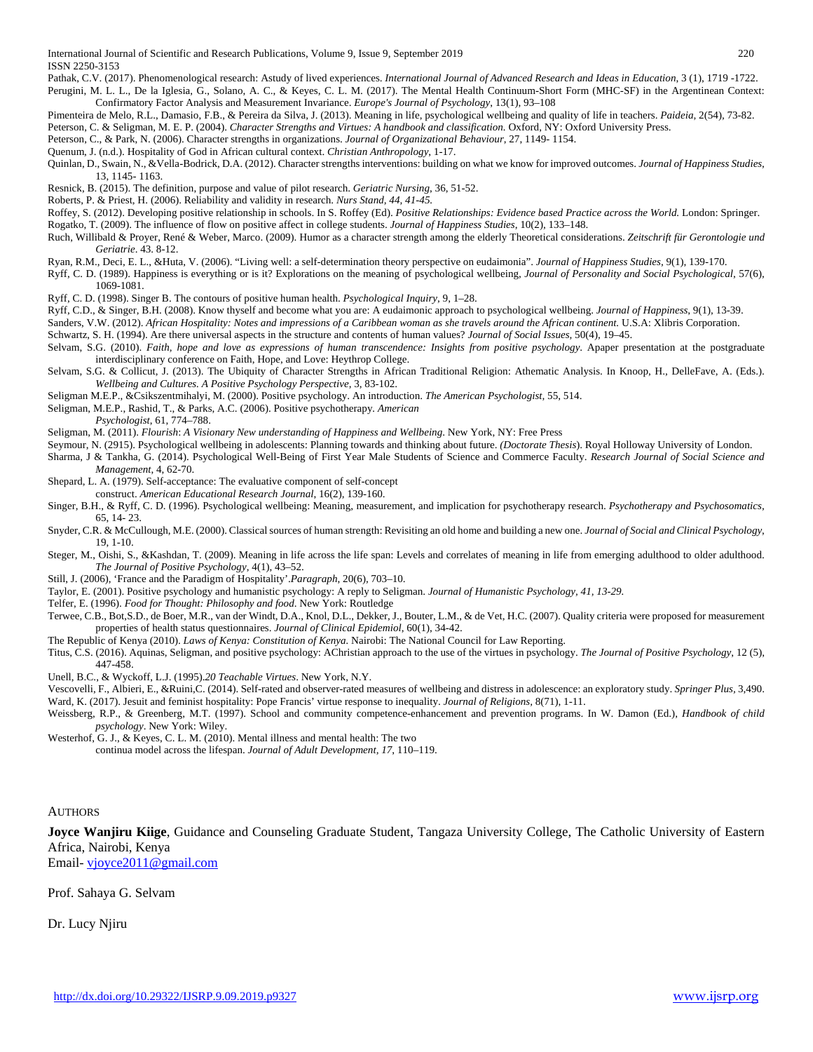Pathak, C.V. (2017). Phenomenological research: Astudy of lived experiences. *International Journal of Advanced Research and Ideas in Education*, 3 (1), 1719 -1722.

Perugini, M. L. L., De la Iglesia, G., Solano, A. C., & Keyes, C. L. M. (2017). The Mental Health Continuum-Short Form (MHC-SF) in the Argentinean Context: Confirmatory Factor Analysis and Measurement Invariance. *Europe's Journal of Psychology*, 13(1), 93–108

Pimenteira de Melo, R.L., Damasio, F.B., & Pereira da Silva, J. (2013). Meaning in life, psychological wellbeing and quality of life in teachers. *Paideia*, 2(54), 73-82.

Peterson, C. & Seligman, M. E. P. (2004). *Character Strengths and Virtues: A handbook and classification.* Oxford, NY: Oxford University Press.

Peterson, C., & Park, N. (2006). Character strengths in organizations. *Journal of Organizational Behaviour*, 27, 1149- 1154.

Quenum, J. (n.d.). Hospitality of God in African cultural context. *Christian Anthropology*, 1-17.

Quinlan, D., Swain, N., &Vella-Bodrick, D.A. (2012). Character strengths interventions: building on what we know for improved outcomes. *Journal of Happiness Studies*, 13, 1145- 1163.

Resnick, B. (2015). The definition, purpose and value of pilot research. *Geriatric Nursing*, 36, 51-52.

Roberts, P. & Priest, H. (2006). Reliability and validity in research. *Nurs Stand, 44, 41-45.*

Roffey, S. (2012). Developing positive relationship in schools. In S. Roffey (Ed). *Positive Relationships: Evidence based Practice across the World.* London: Springer.

Rogatko, T. (2009). The influence of flow on positive affect in college students. *Journal of Happiness Studies*, 10(2), 133–148.

Ruch, Willibald & Proyer, René & Weber, Marco. (2009). Humor as a character strength among the elderly Theoretical considerations. *Zeitschrift für Gerontologie und Geriatrie*. 43. 8-12.

Ryan, R.M., Deci, E. L., &Huta, V. (2006). "Living well: a self-determination theory perspective on eudaimonia". *Journal of Happiness Studies*, 9(1), 139-170.

Ryff, C. D. (1989). Happiness is everything or is it? Explorations on the meaning of psychological wellbeing, *Journal of Personality and Social Psychological*, 57(6), 1069-1081.

Ryff, C. D. (1998). Singer B. The contours of positive human health. *Psychological Inquiry*, 9, 1–28.

Ryff, C.D., & Singer, B.H. (2008). Know thyself and become what you are: A eudaimonic approach to psychological wellbeing. *Journal of Happiness*, 9(1), 13-39.

Sanders, V.W. (2012). *African Hospitality: Notes and impressions of a Caribbean woman as she travels around the African continent.* U.S.A: Xlibris Corporation.

Schwartz, S. H. (1994). Are there universal aspects in the structure and contents of human values? *Journal of Social Issues*, 50(4), 19–45.

Selvam, S.G. (2010). *Faith, hope and love as expressions of human transcendence: Insights from positive psychology.* Apaper presentation at the postgraduate interdisciplinary conference on Faith, Hope, and Love: Heythrop College.

Selvam, S.G. & Collicut, J. (2013). The Ubiquity of Character Strengths in African Traditional Religion: Athematic Analysis. In Knoop, H., DelleFave, A. (Eds.). *Wellbeing and Cultures. A Positive Psychology Perspective*, 3, 83-102.

Seligman M.E.P., &Csikszentmihalyi, M. (2000). Positive psychology. An introduction. *The American Psychologist*, 55, 514.

Seligman, M.E.P., Rashid, T., & Parks, A.C. (2006). Positive psychotherapy. *American Psychologist*, 61, 774–788.

Seligman, M. (2011). *Flourish*: *A Visionary New understanding of Happiness and Wellbeing*. New York, NY: Free Press

Seymour, N. (2915). Psychological wellbeing in adolescents: Planning towards and thinking about future. *(Doctorate Thesis*). Royal Holloway University of London.

Sharma, J & Tankha, G. (2014). Psychological Well-Being of First Year Male Students of Science and Commerce Faculty. *Research Journal of Social Science and Management*, 4, 62-70.

Shepard, L. A. (1979). Self-acceptance: The evaluative component of self-concept construct. *American Educational Research Journal*, 16(2), 139-160.

Singer, B.H., & Ryff, C. D. (1996). Psychological wellbeing: Meaning, measurement, and implication for psychotherapy research. *Psychotherapy and Psychosomatics*, 65, 14- 23.

Snyder, C.R. & McCullough, M.E. (2000). Classical sources of human strength: Revisiting an old home and building a new one. *Journal of Social and Clinical Psychology*, 19, 1-10.

Steger, M., Oishi, S., &Kashdan, T. (2009). Meaning in life across the life span: Levels and correlates of meaning in life from emerging adulthood to older adulthood. *The Journal of Positive Psychology*, 4(1), 43–52.

Still, J. (2006), 'France and the Paradigm of Hospitality'.*Paragraph*, 20(6), 703–10.

Taylor, E. (2001). Positive psychology and humanistic psychology: A reply to Seligman. *Journal of Humanistic Psychology, 41, 13-29.*

Telfer, E. (1996). *Food for Thought: Philosophy and food*. New York: Routledge

Terwee, C.B., Bot,S.D., de Boer, M.R., van der Windt, D.A., Knol, D.L., Dekker, J., Bouter, L.M., & de Vet, H.C. (2007). Quality criteria were proposed for measurement properties of health status questionnaires. *Journal of Clinical Epidemiol*, 60(1), 34-42.

The Republic of Kenya (2010). *Laws of Kenya: Constitution of Kenya.* Nairobi: The National Council for Law Reporting.

Titus, C.S. (2016). Aquinas, Seligman, and positive psychology: AChristian approach to the use of the virtues in psychology. *The Journal of Positive Psychology*, 12 (5), 447-458.

Unell, B.C., & Wyckoff, L.J. (1995).*20 Teachable Virtues*. New York, N.Y.

Vescovelli, F., Albieri, E., &Ruini,C. (2014). Self-rated and observer-rated measures of wellbeing and distress in adolescence: an exploratory study. *Springer Plus*, 3,490.

Ward, K. (2017). Jesuit and feminist hospitality: Pope Francis' virtue response to inequality. *Journal of Religions*, 8(71), 1-11.

Weissberg, R.P., & Greenberg, M.T. (1997). School and community competence-enhancement and prevention programs. In W. Damon (Ed.), *Handbook of child psychology*. New York: Wiley.

Westerhof, G. J., & Keyes, C. L. M. (2010). Mental illness and mental health: The two continua model across the lifespan. *Journal of Adult Development, 17*, 110–119.

## Authors

**Joyce Wanjiru Kiige**, Guidance and Counseling Graduate Student, Tangaza University College, The Catholic University of Eastern Africa, Nairobi, Kenya
Email- vjoyce2011@gmail.com

Prof. Sahaya G. Selvam

Dr. Lucy Njiru